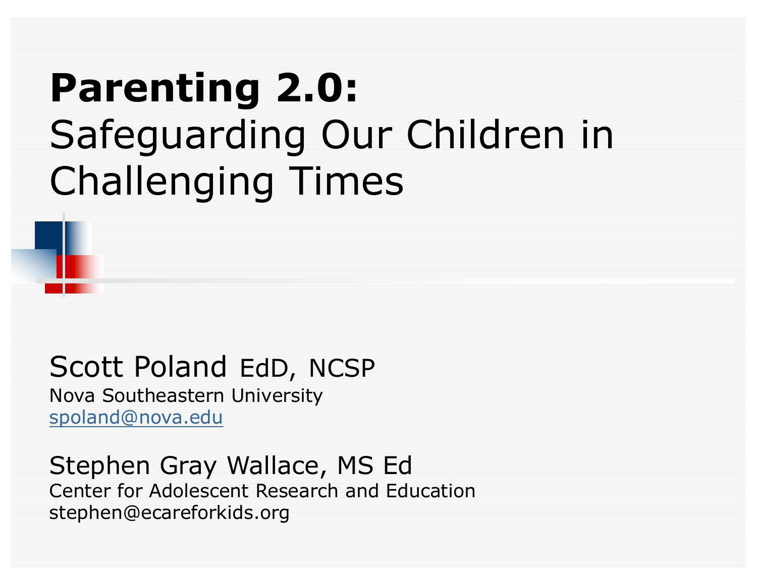# **Parenting 2.0:** Safeguarding Our Children in Challenging Times

Scott Poland EdD, NCSP
Nova Southeastern University
spoland@nova.edu

Stephen Gray Wallace, MS Ed
Center for Adolescent Research and Education
stephen@ecareforkids.org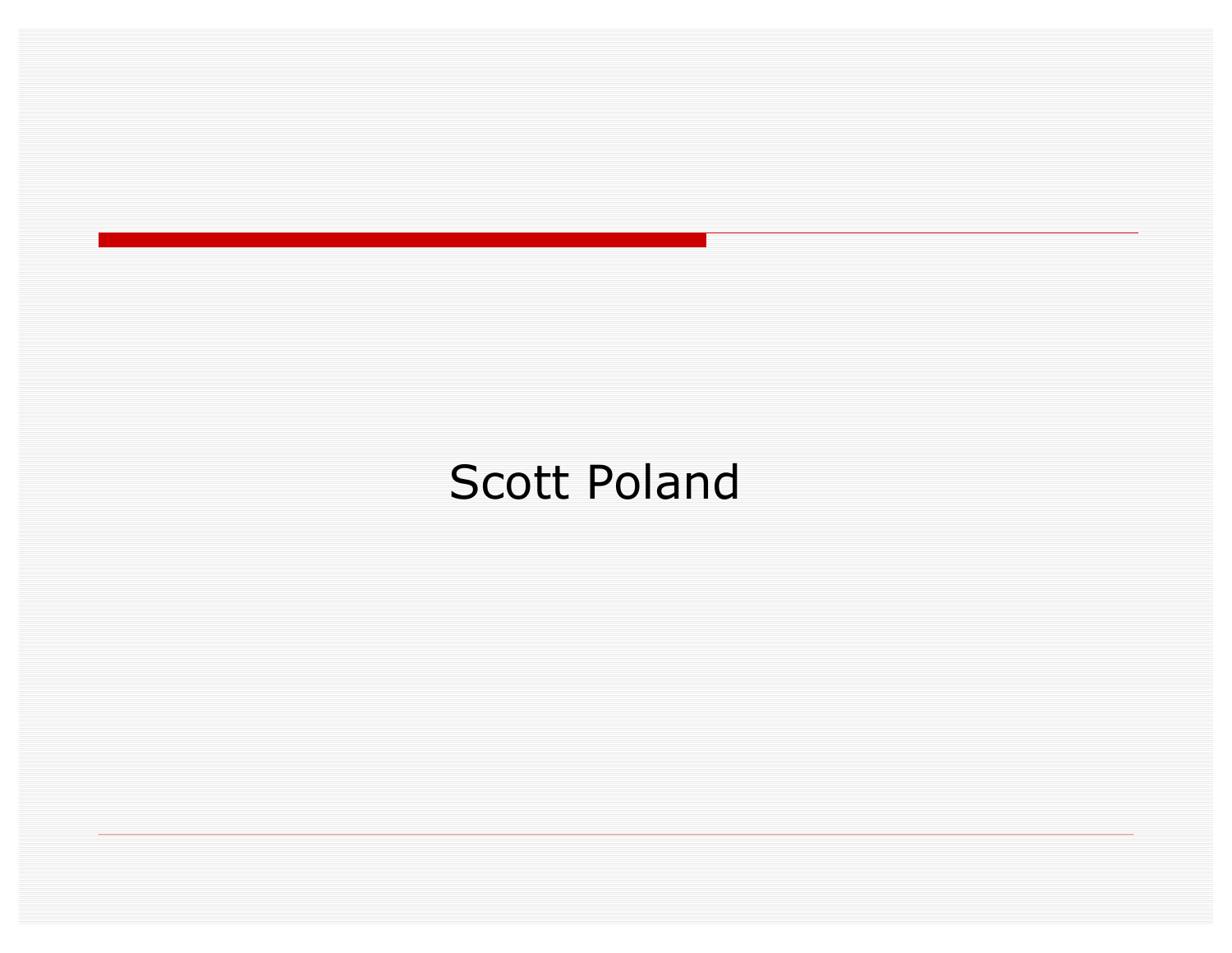Scott Poland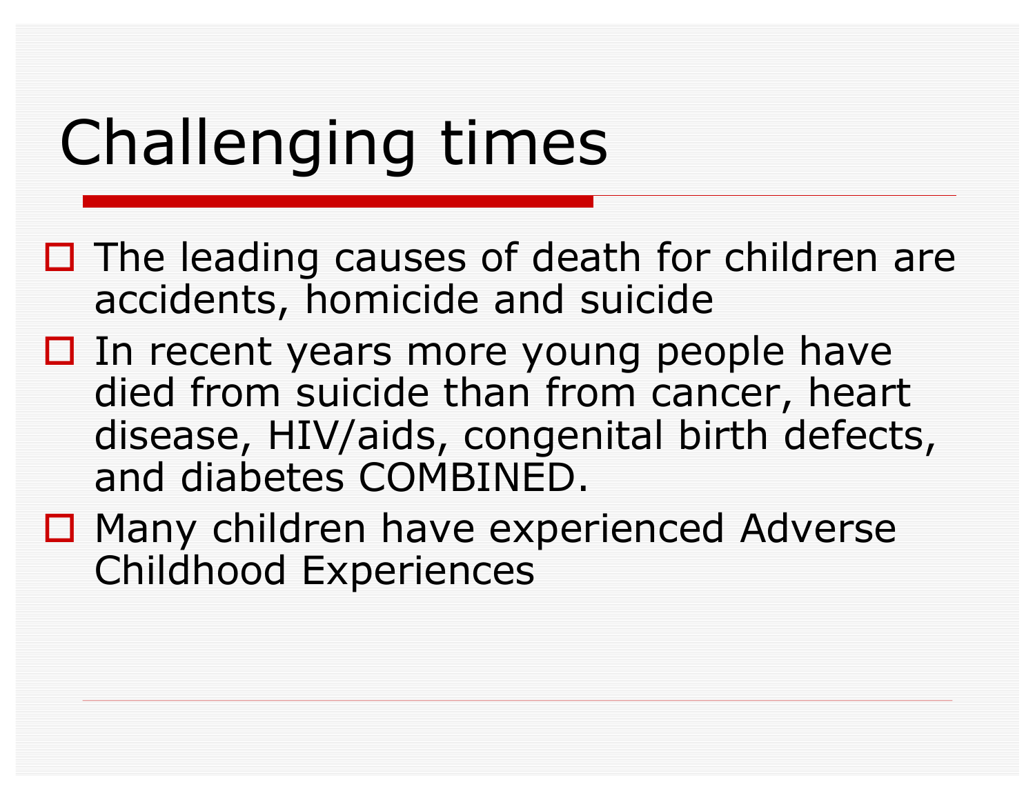# Challenging times

- The leading causes of death for children are accidents, homicide and suicide
- In recent years more young people have died from suicide than from cancer, heart disease, HIV/aids, congenital birth defects, and diabetes COMBINED.
- Many children have experienced Adverse Childhood Experiences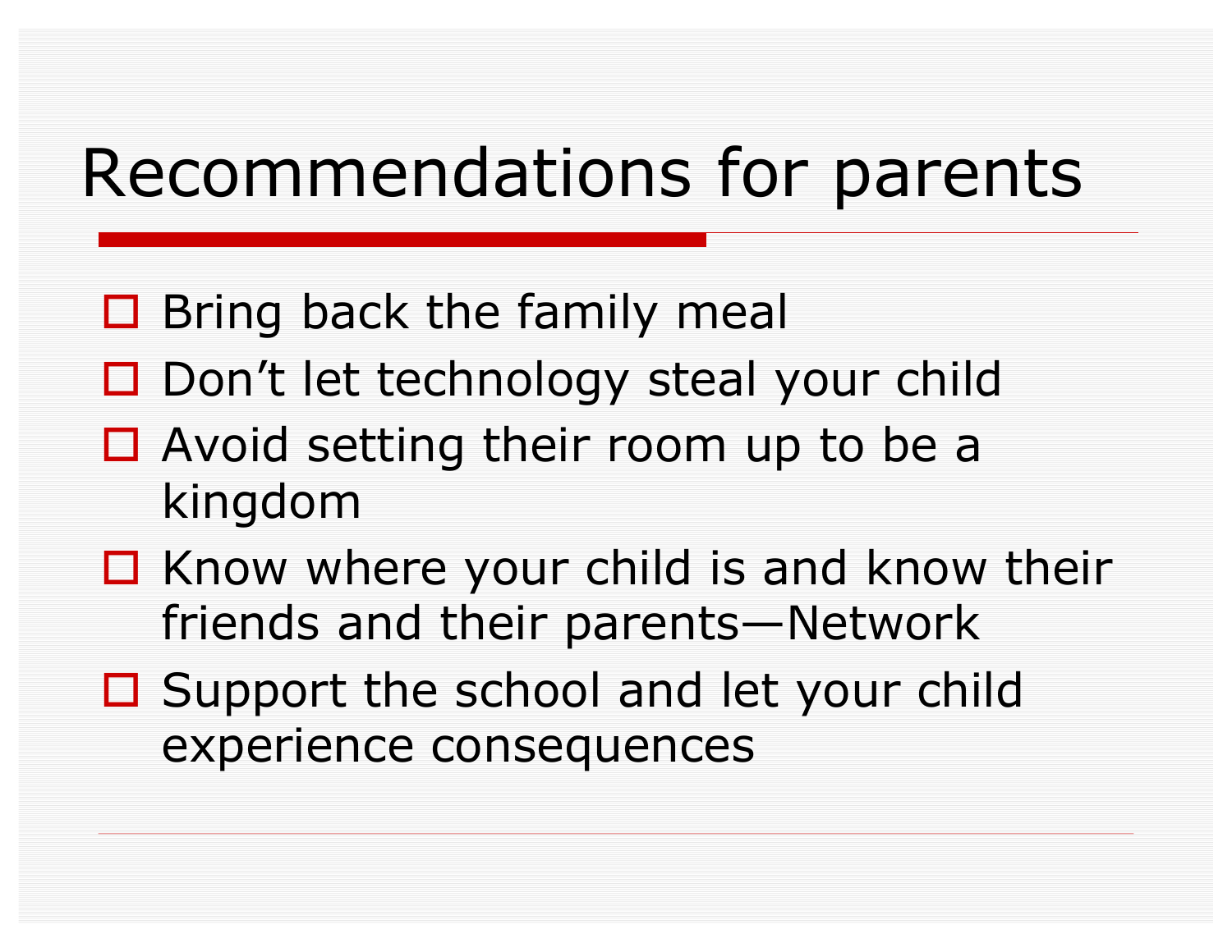# Recommendations for parents

- Bring back the family meal
- Don’t let technology steal your child
- Avoid setting their room up to be a kingdom
- Know where your child is and know their friends and their parents—Network
- Support the school and let your child experience consequences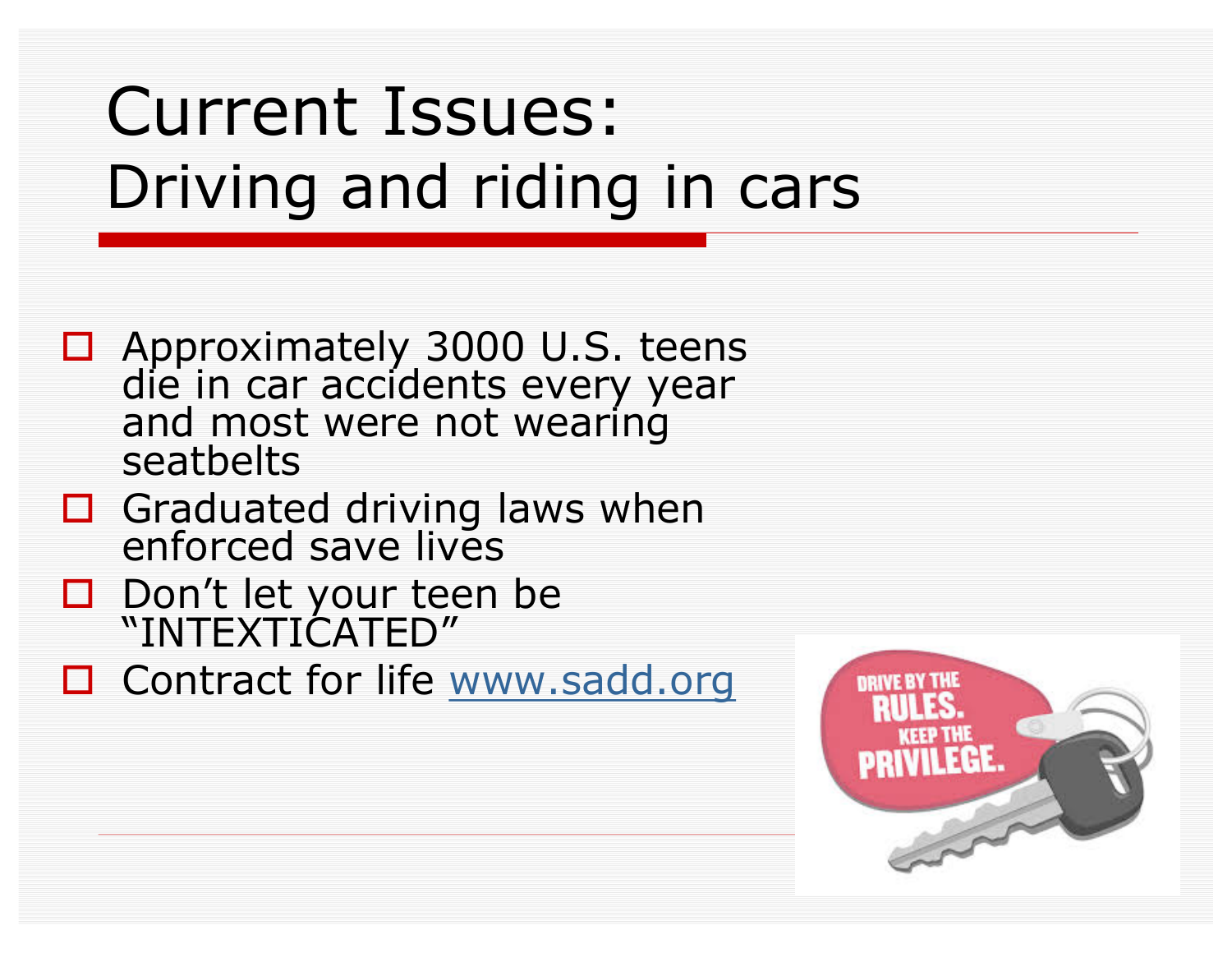# Current Issues:
## Driving and riding in cars

- Approximately 3000 U.S. teens die in car accidents every year and most were not wearing seatbelts
- Graduated driving laws when enforced save lives
- Don't let your teen be "INTEXTICATED"
- Contract for life www.sadd.org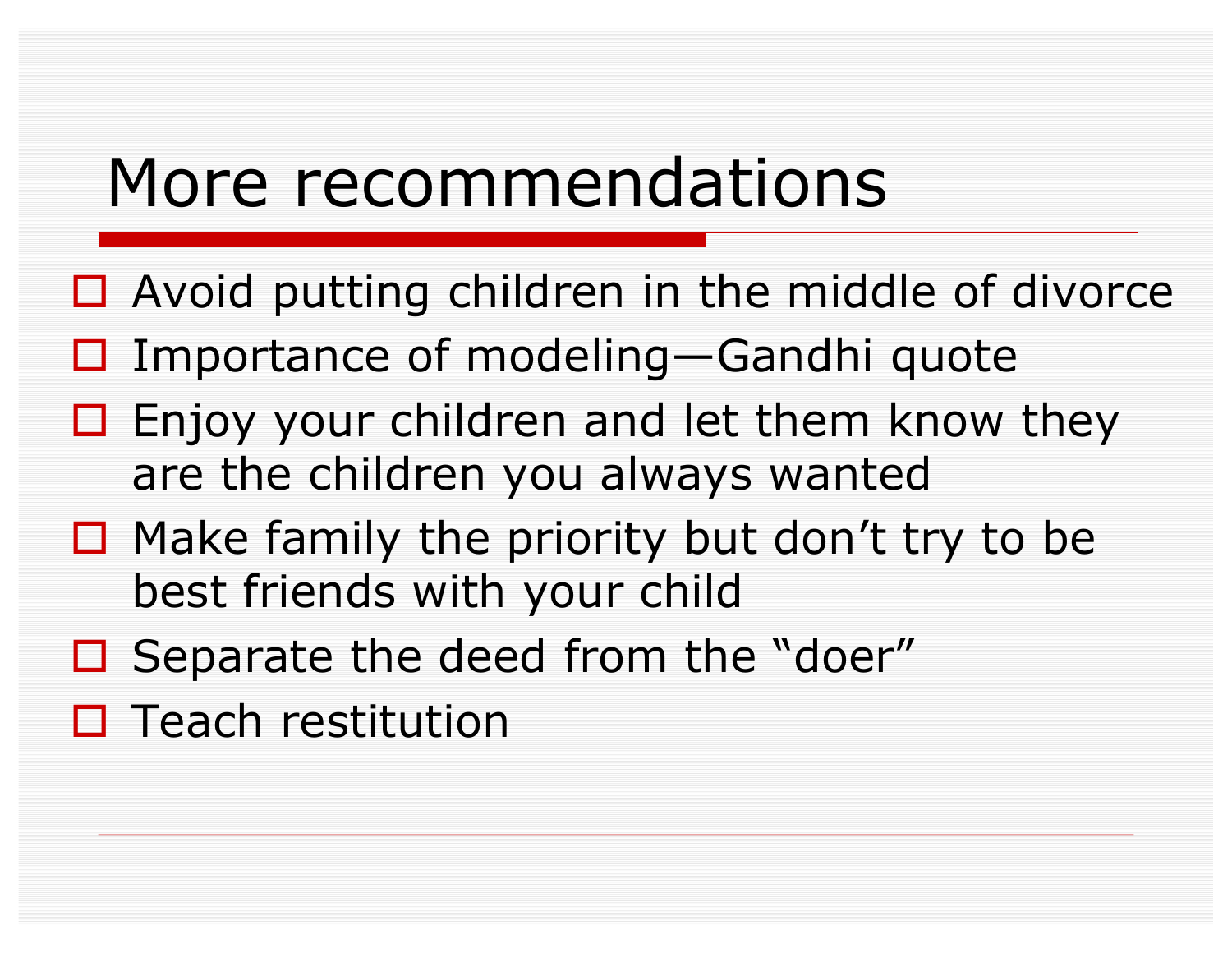# More recommendations

- Avoid putting children in the middle of divorce
- Importance of modeling—Gandhi quote
- Enjoy your children and let them know they are the children you always wanted
- Make family the priority but don't try to be best friends with your child
- Separate the deed from the "doer"
- Teach restitution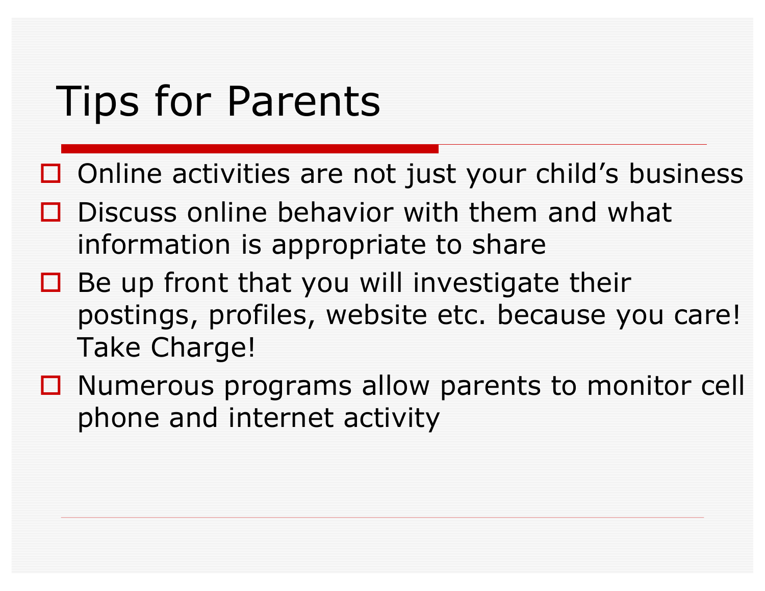# Tips for Parents

- Online activities are not just your child's business
- Discuss online behavior with them and what information is appropriate to share
- Be up front that you will investigate their postings, profiles, website etc. because you care! Take Charge!
- Numerous programs allow parents to monitor cell phone and internet activity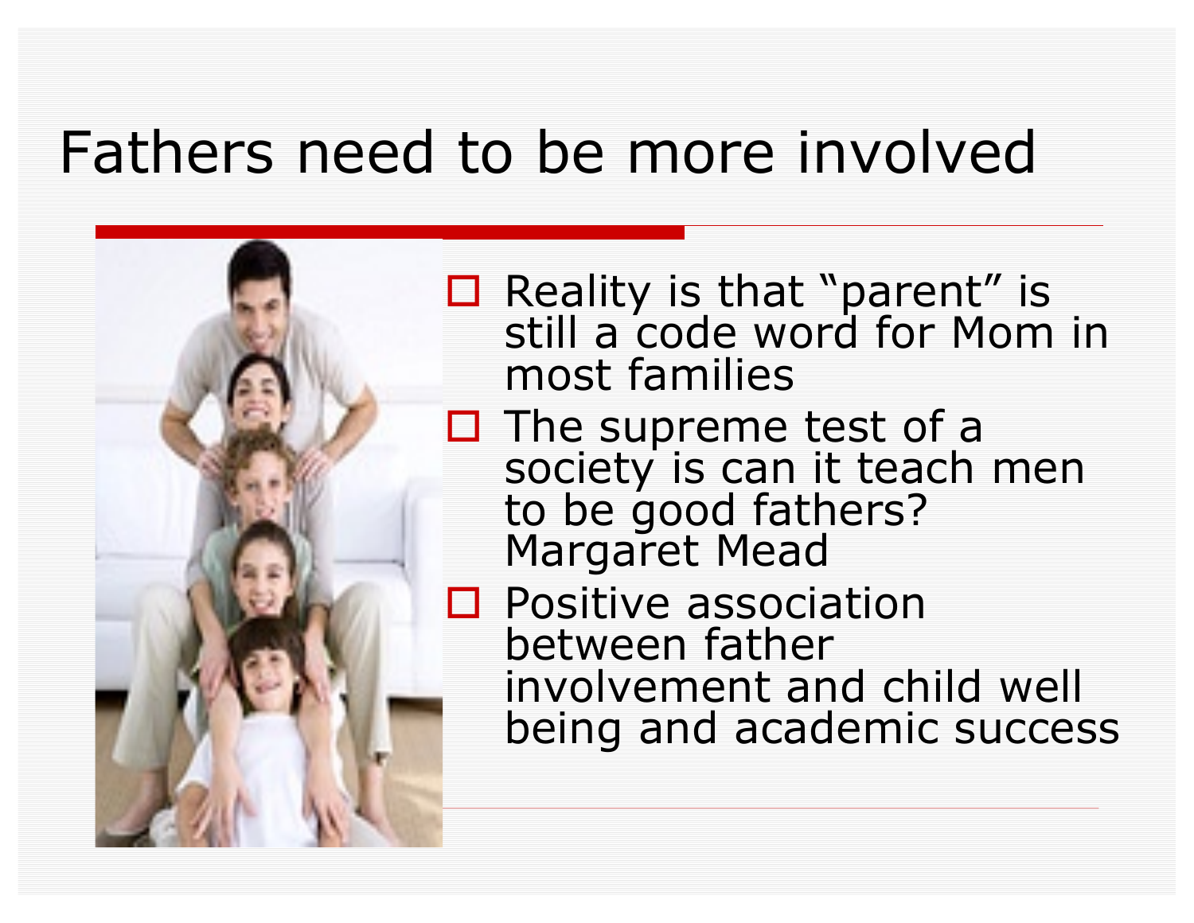# Fathers need to be more involved

- Reality is that "parent" is still a code word for Mom in most families
- The supreme test of a society is can it teach men to be good fathers? Margaret Mead
- Positive association between father involvement and child well being and academic success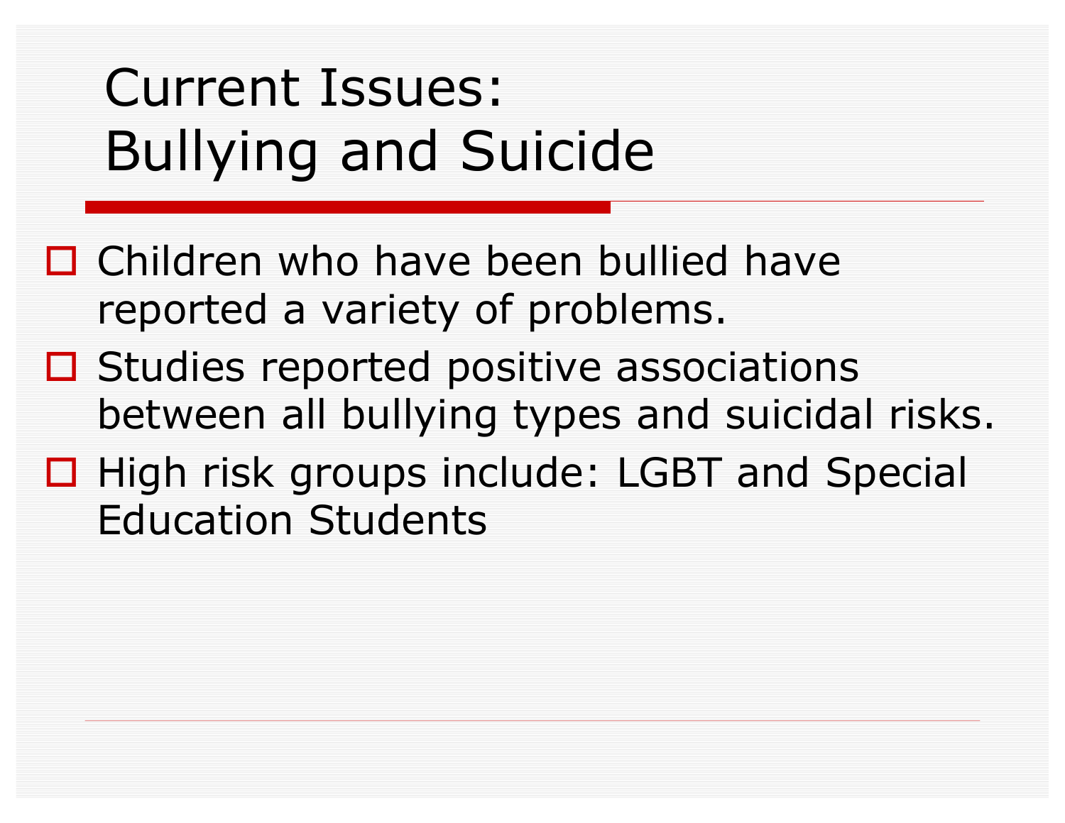# Current Issues: Bullying and Suicide

- Children who have been bullied have reported a variety of problems.
- Studies reported positive associations between all bullying types and suicidal risks.
- High risk groups include: LGBT and Special Education Students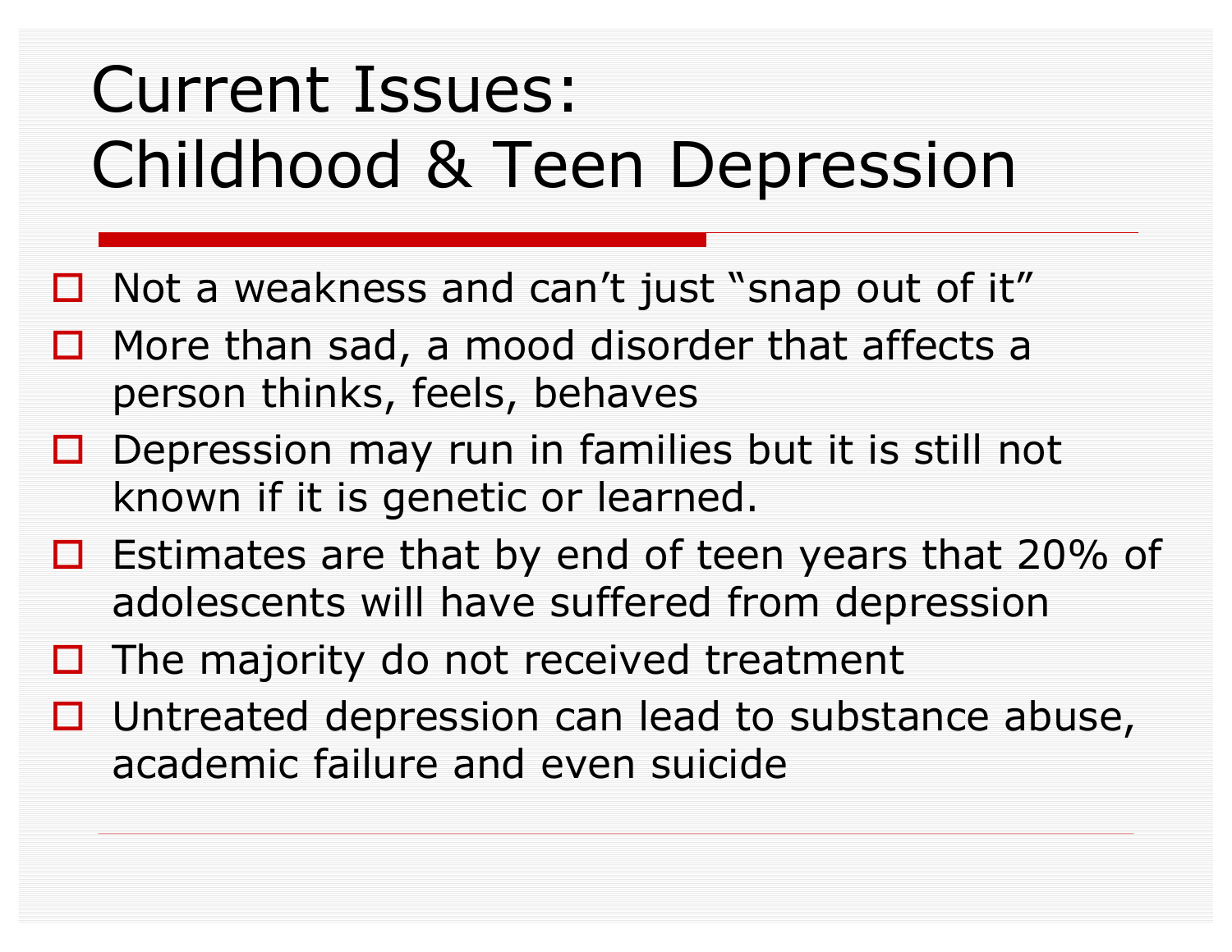# Current Issues: Childhood & Teen Depression

- Not a weakness and can't just "snap out of it"
- More than sad, a mood disorder that affects a person thinks, feels, behaves
- Depression may run in families but it is still not known if it is genetic or learned.
- Estimates are that by end of teen years that 20% of adolescents will have suffered from depression
- The majority do not received treatment
- Untreated depression can lead to substance abuse, academic failure and even suicide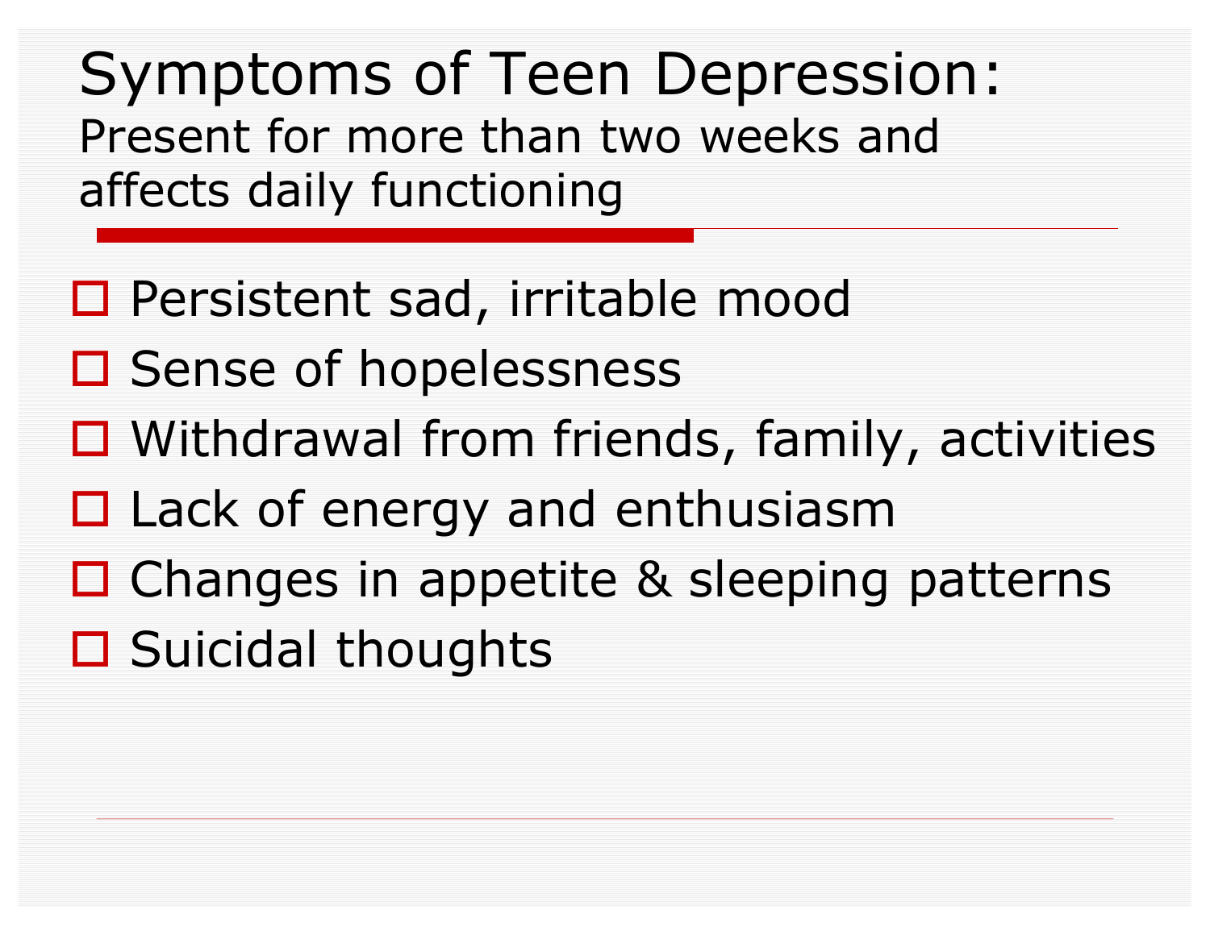# Symptoms of Teen Depression:

Present for more than two weeks and affects daily functioning

- Persistent sad, irritable mood
- Sense of hopelessness
- Withdrawal from friends, family, activities
- Lack of energy and enthusiasm
- Changes in appetite & sleeping patterns
- Suicidal thoughts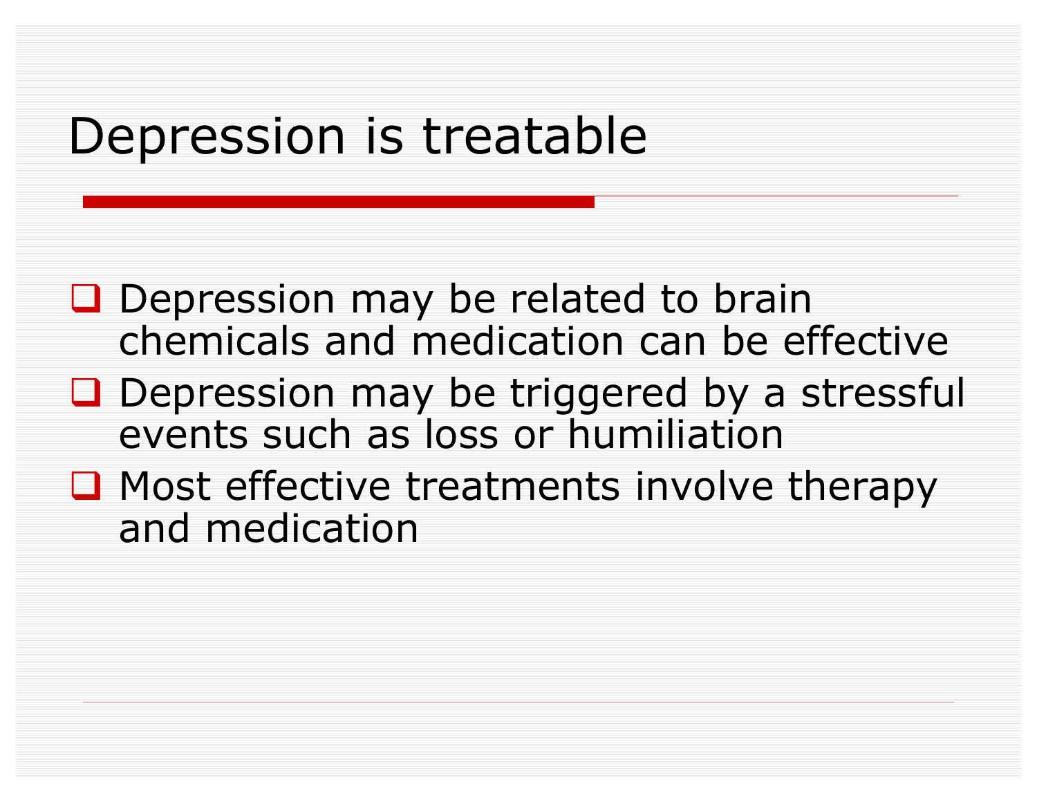# Depression is treatable

- Depression may be related to brain chemicals and medication can be effective
- Depression may be triggered by a stressful events such as loss or humiliation
- Most effective treatments involve therapy and medication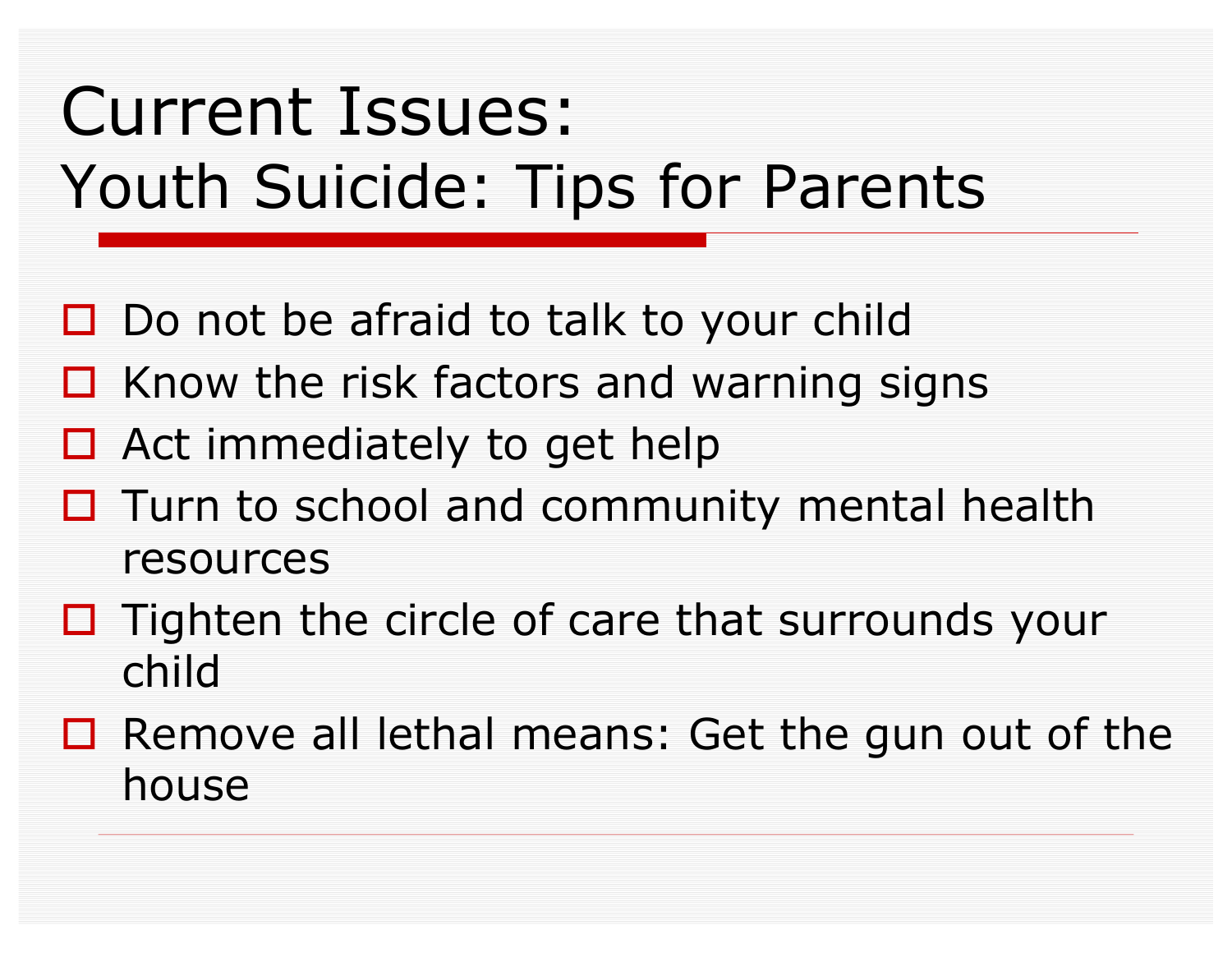# Current Issues:
## Youth Suicide: Tips for Parents

- Do not be afraid to talk to your child
- Know the risk factors and warning signs
- Act immediately to get help
- Turn to school and community mental health resources
- Tighten the circle of care that surrounds your child
- Remove all lethal means: Get the gun out of the house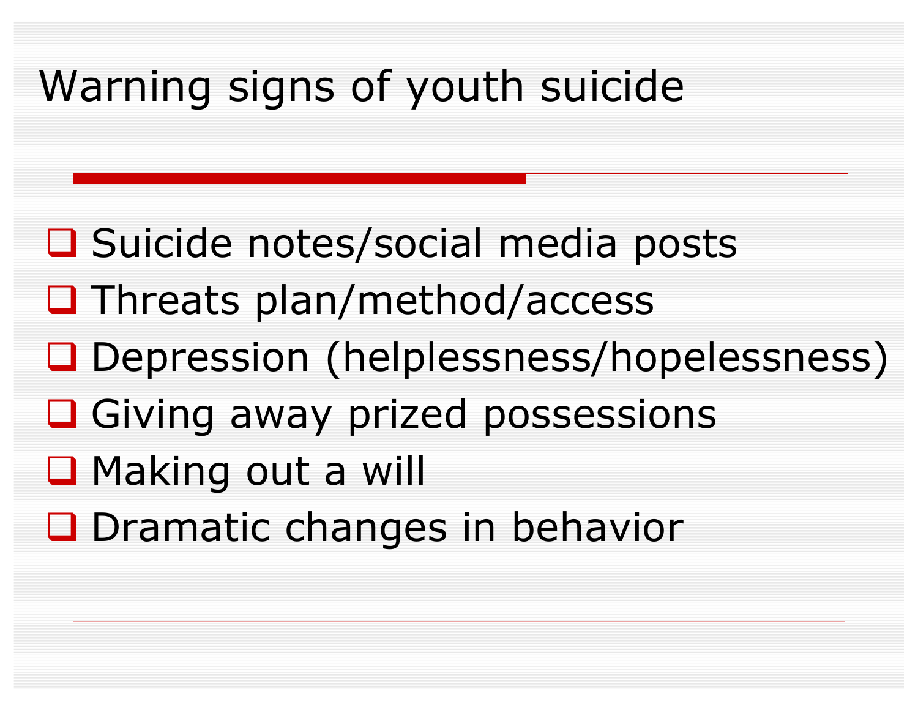# Warning signs of youth suicide

- Suicide notes/social media posts
- Threats plan/method/access
- Depression (helplessness/hopelessness)
- Giving away prized possessions
- Making out a will
- Dramatic changes in behavior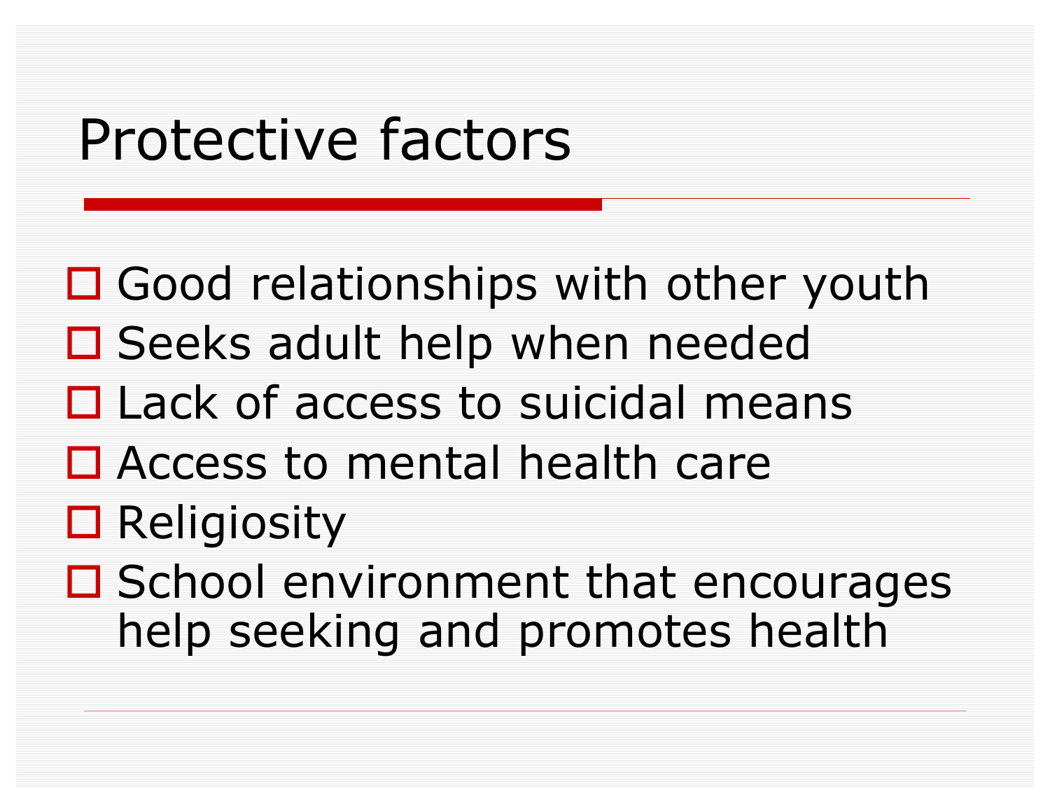# Protective factors

- Good relationships with other youth
- Seeks adult help when needed
- Lack of access to suicidal means
- Access to mental health care
- Religiosity
- School environment that encourages help seeking and promotes health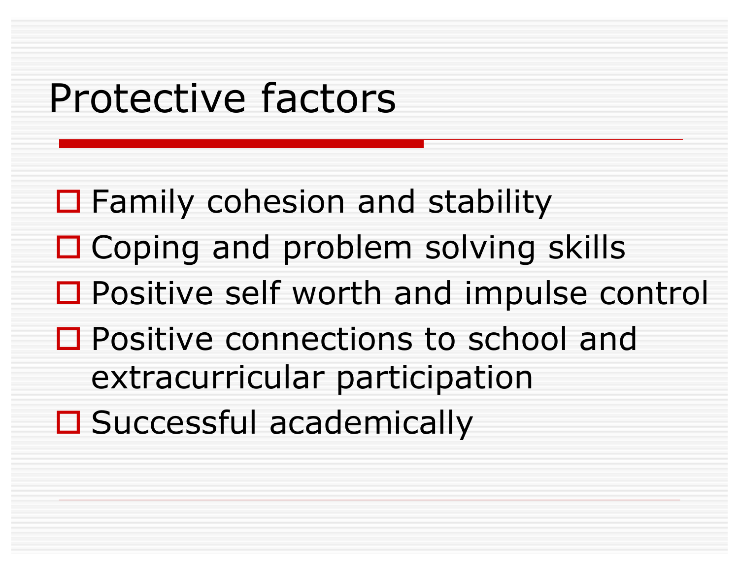# Protective factors

- Family cohesion and stability
- Coping and problem solving skills
- Positive self worth and impulse control
- Positive connections to school and extracurricular participation
- Successful academically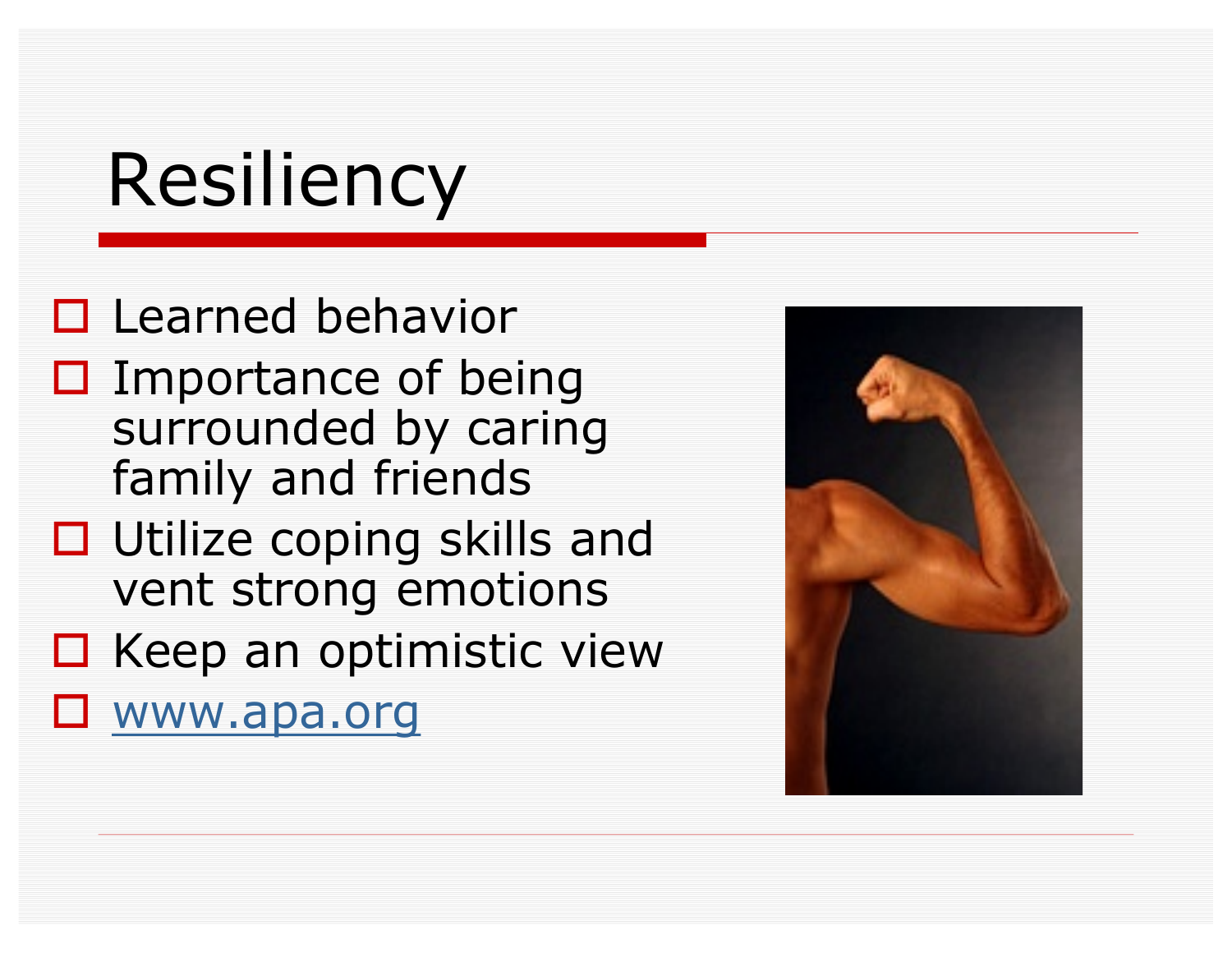# Resiliency

- Learned behavior
- Importance of being surrounded by caring family and friends
- Utilize coping skills and vent strong emotions
- Keep an optimistic view
- www.apa.org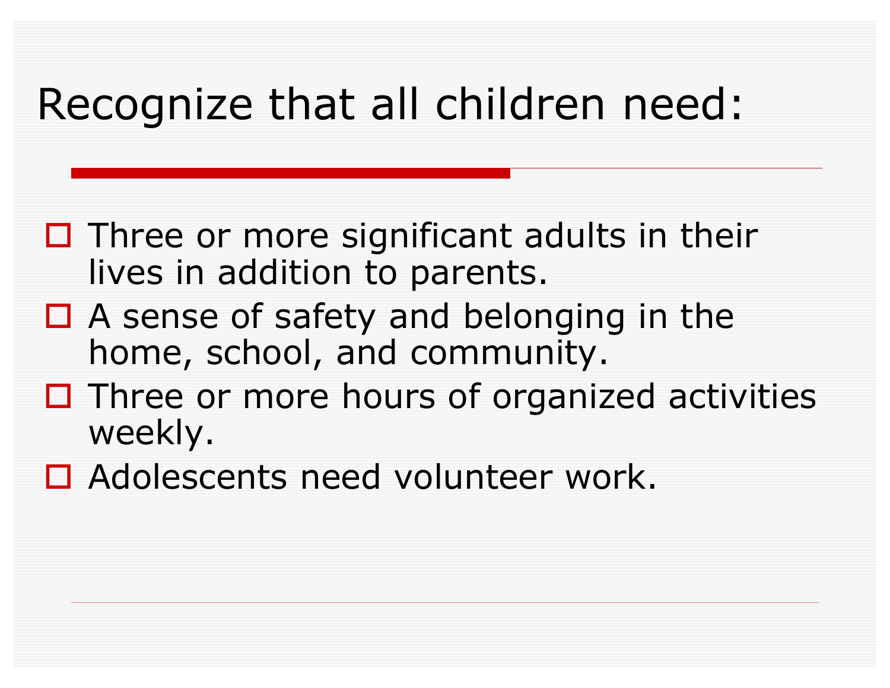# Recognize that all children need:

- Three or more significant adults in their lives in addition to parents.
- A sense of safety and belonging in the home, school, and community.
- Three or more hours of organized activities weekly.
- Adolescents need volunteer work.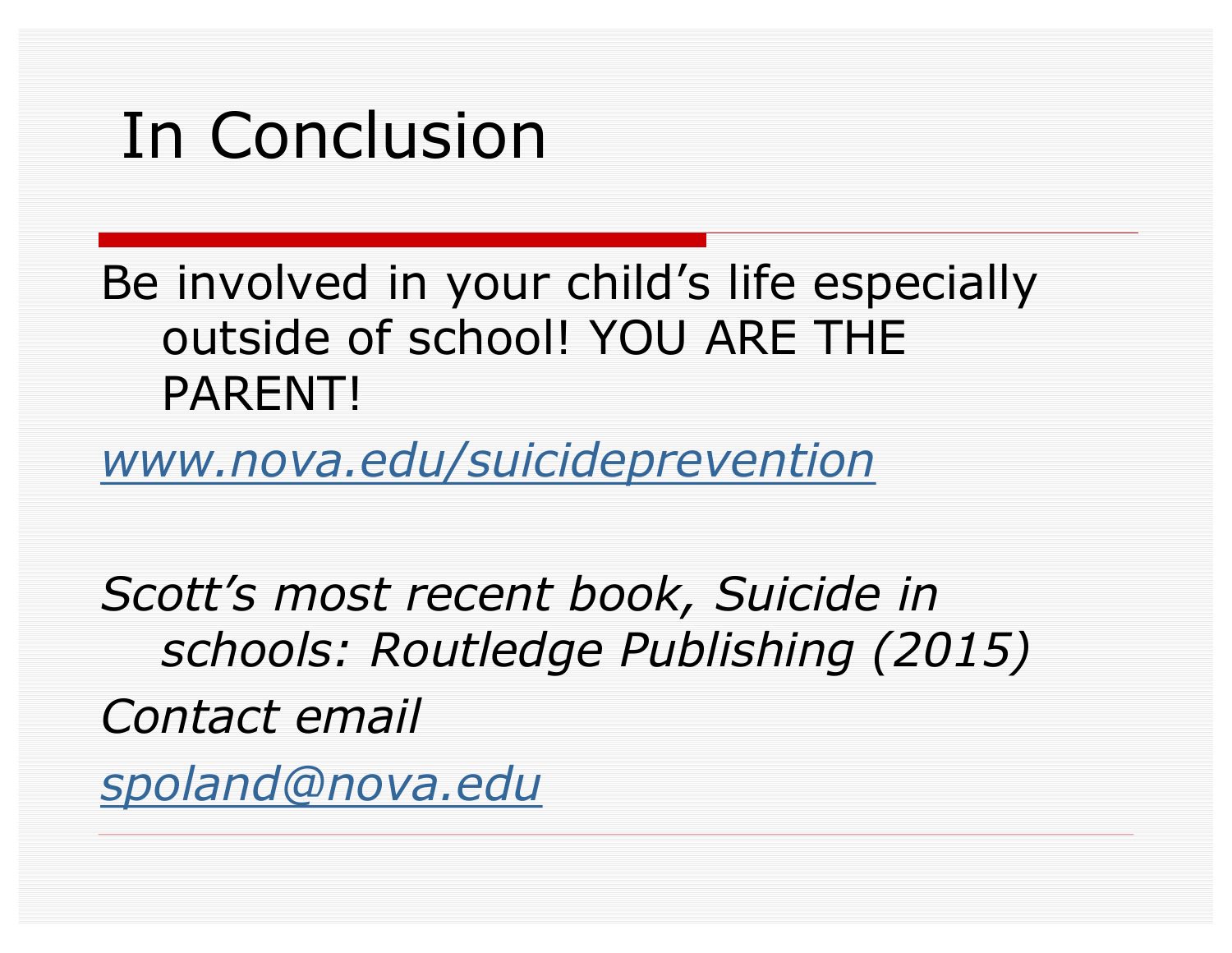# In Conclusion

Be involved in your child's life especially outside of school! YOU ARE THE PARENT!

*www.nova.edu/suicideprevention*

*Scott's most recent book, Suicide in schools: Routledge Publishing (2015)*

*Contact email*

*spoland@nova.edu*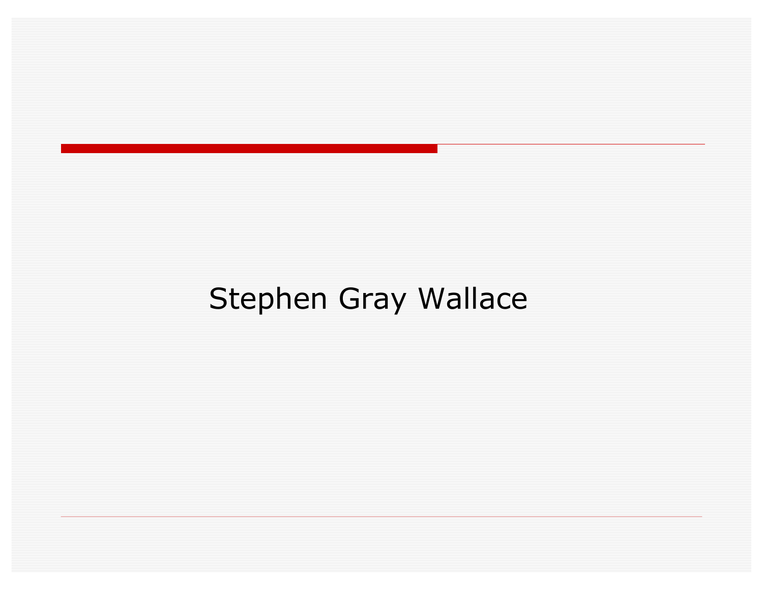Stephen Gray Wallace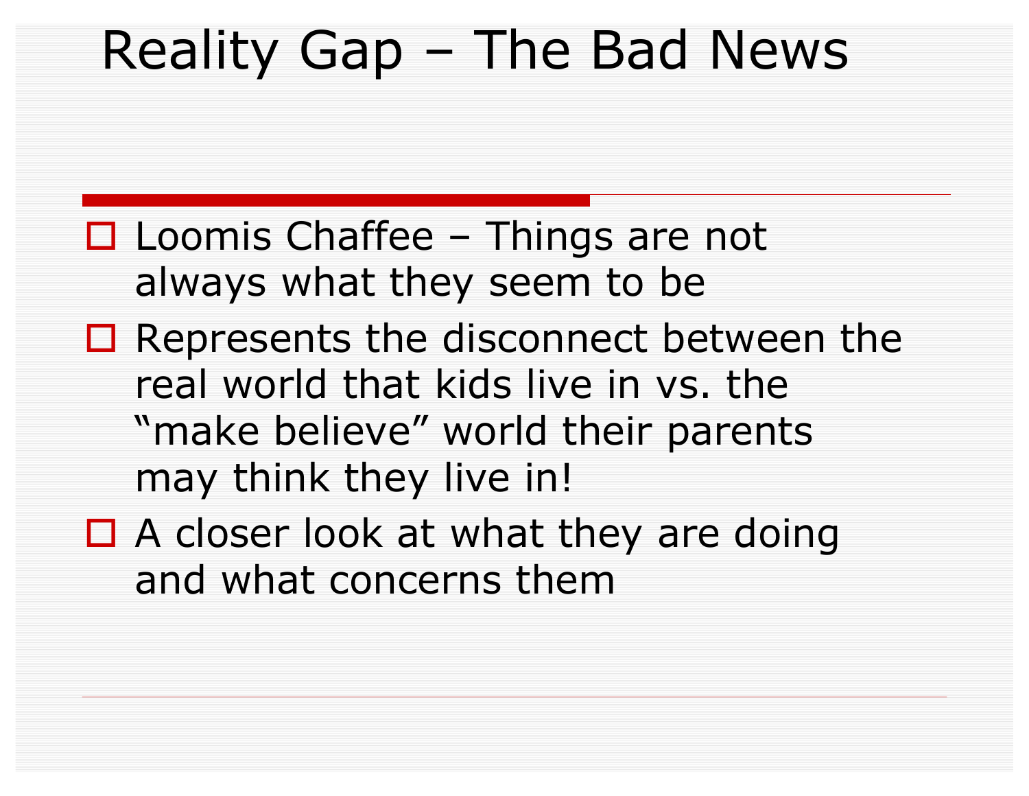# Reality Gap – The Bad News

- Loomis Chaffee – Things are not always what they seem to be
- Represents the disconnect between the real world that kids live in vs. the "make believe" world their parents may think they live in!
- A closer look at what they are doing and what concerns them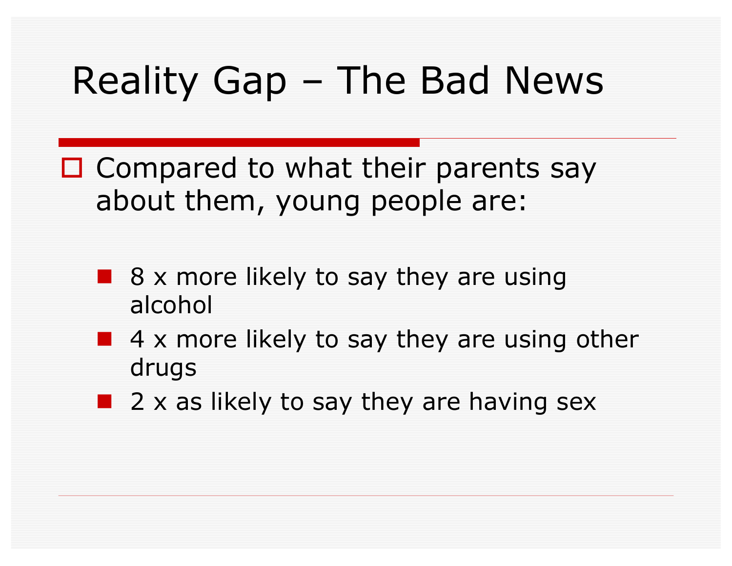# Reality Gap – The Bad News

- Compared to what their parents say about them, young people are:
  - 8 x more likely to say they are using alcohol
  - 4 x more likely to say they are using other drugs
  - 2 x as likely to say they are having sex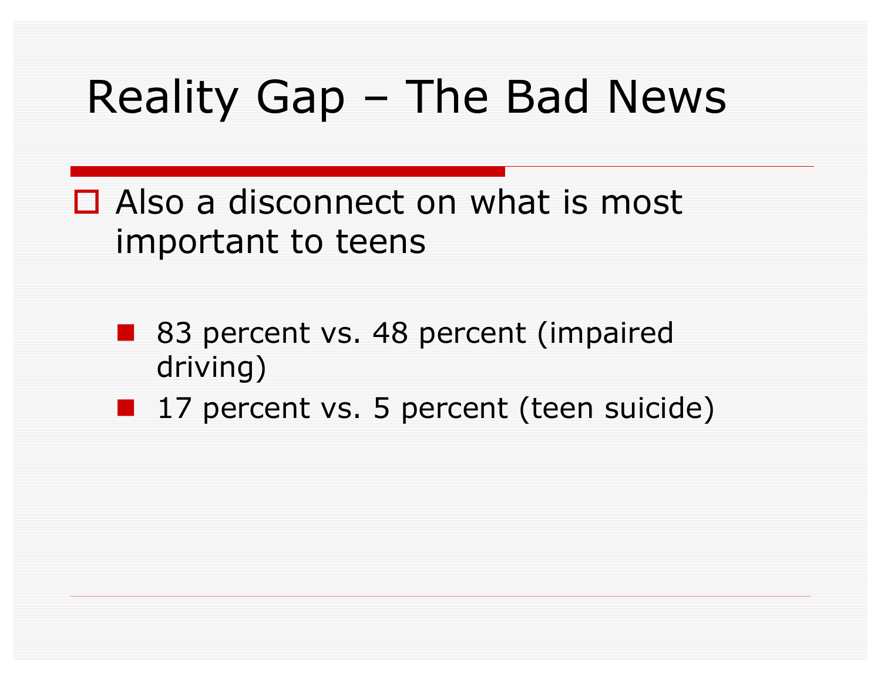# Reality Gap – The Bad News

- Also a disconnect on what is most important to teens
  - 83 percent vs. 48 percent (impaired driving)
  - 17 percent vs. 5 percent (teen suicide)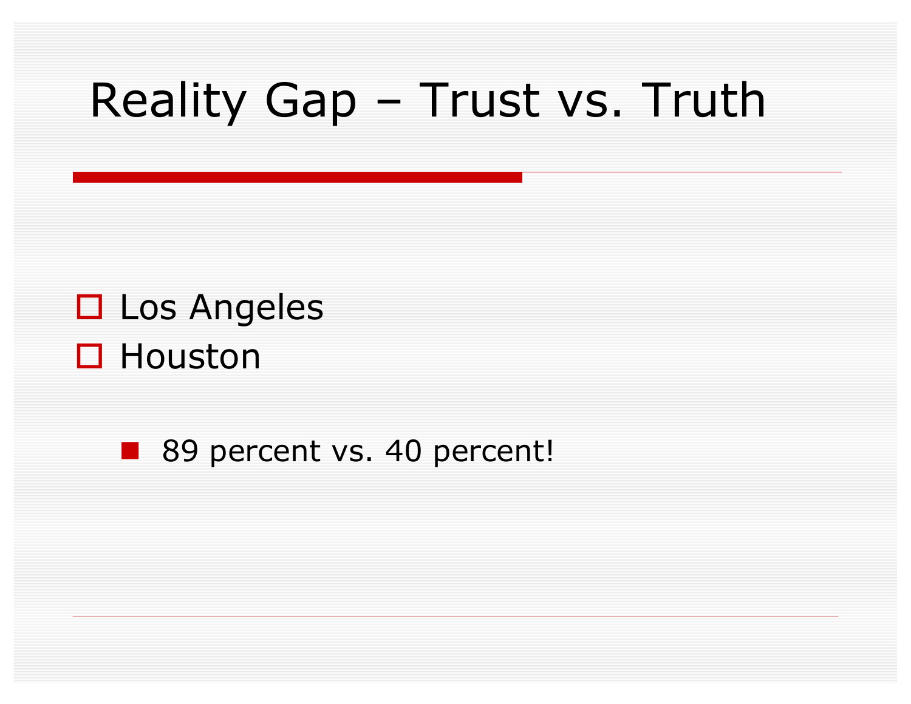# Reality Gap – Trust vs. Truth

- Los Angeles
- Houston
  - 89 percent vs. 40 percent!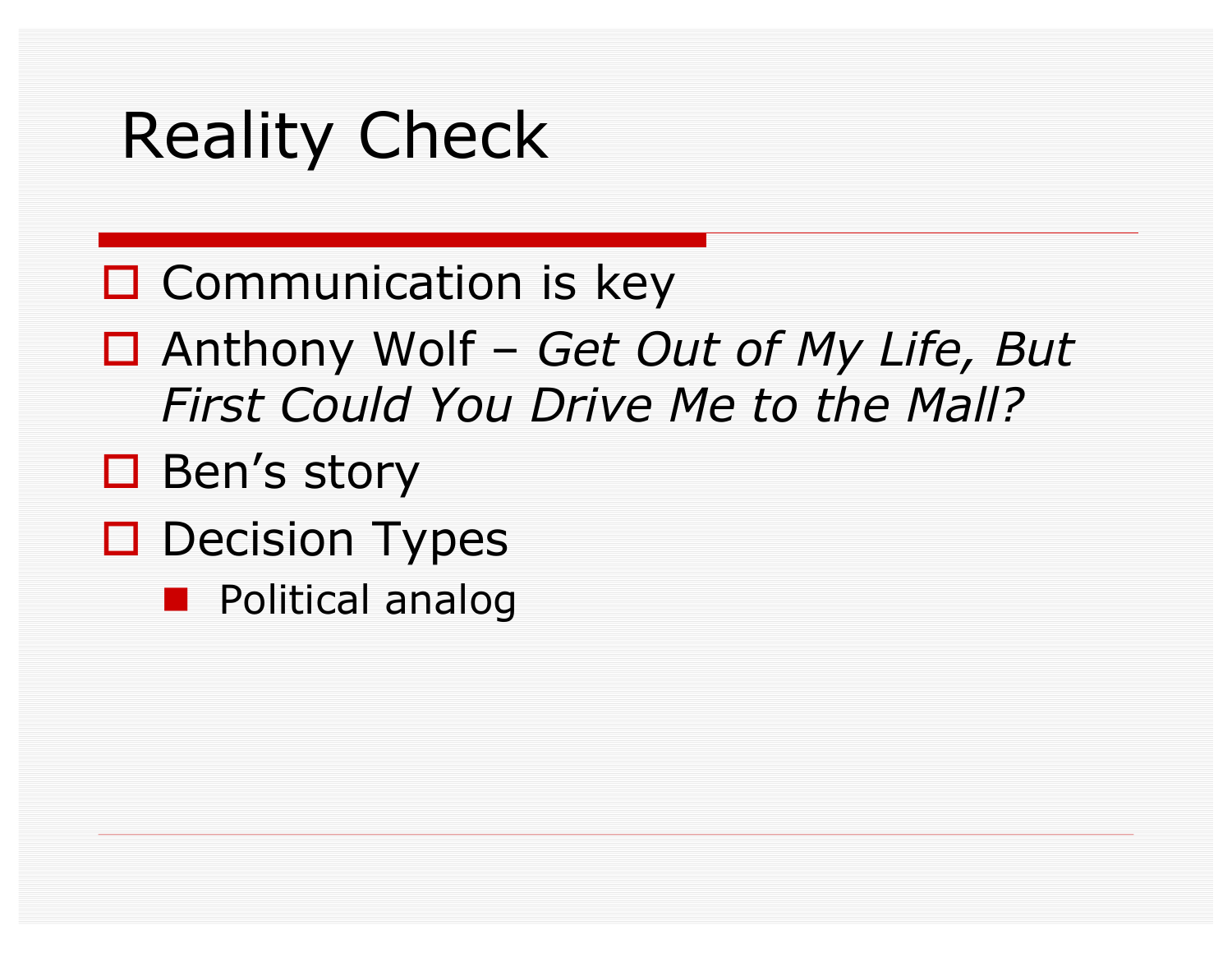# Reality Check

- Communication is key
- Anthony Wolf – *Get Out of My Life, But First Could You Drive Me to the Mall?*
- Ben's story
- Decision Types
  - Political analog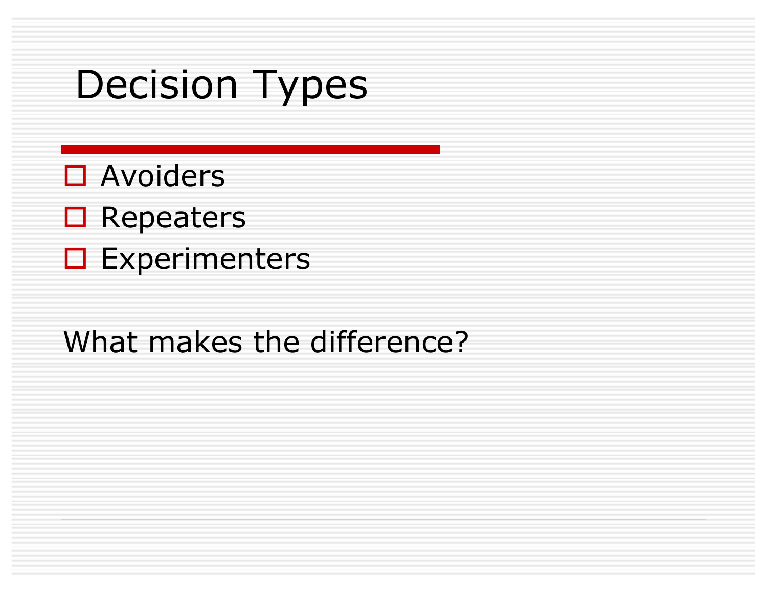# Decision Types

- Avoiders
- Repeaters
- Experimenters

What makes the difference?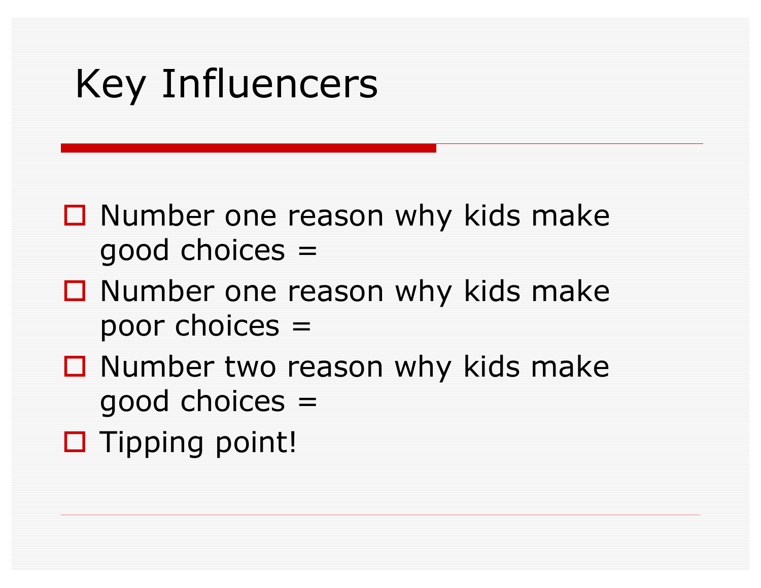# Key Influencers

- Number one reason why kids make good choices =
- Number one reason why kids make poor choices =
- Number two reason why kids make good choices =
- Tipping point!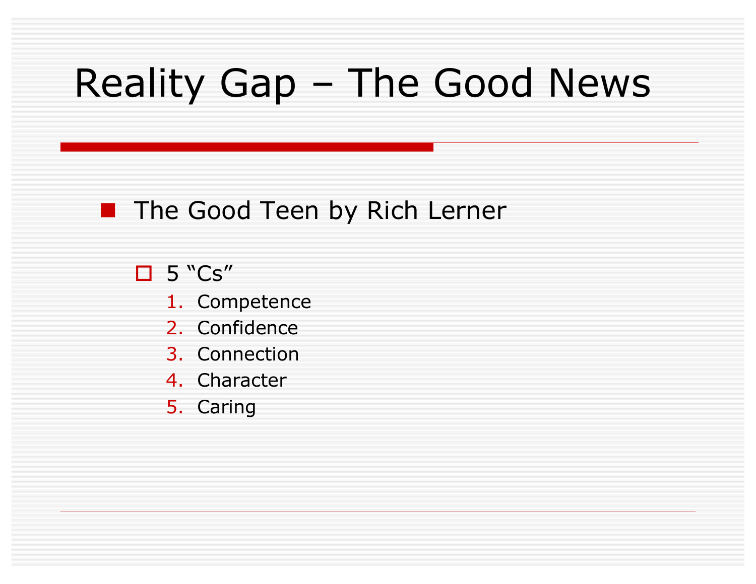# Reality Gap – The Good News

- The Good Teen by Rich Lerner
  - 5 “Cs”
    1. Competence
    2. Confidence
    3. Connection
    4. Character
    5. Caring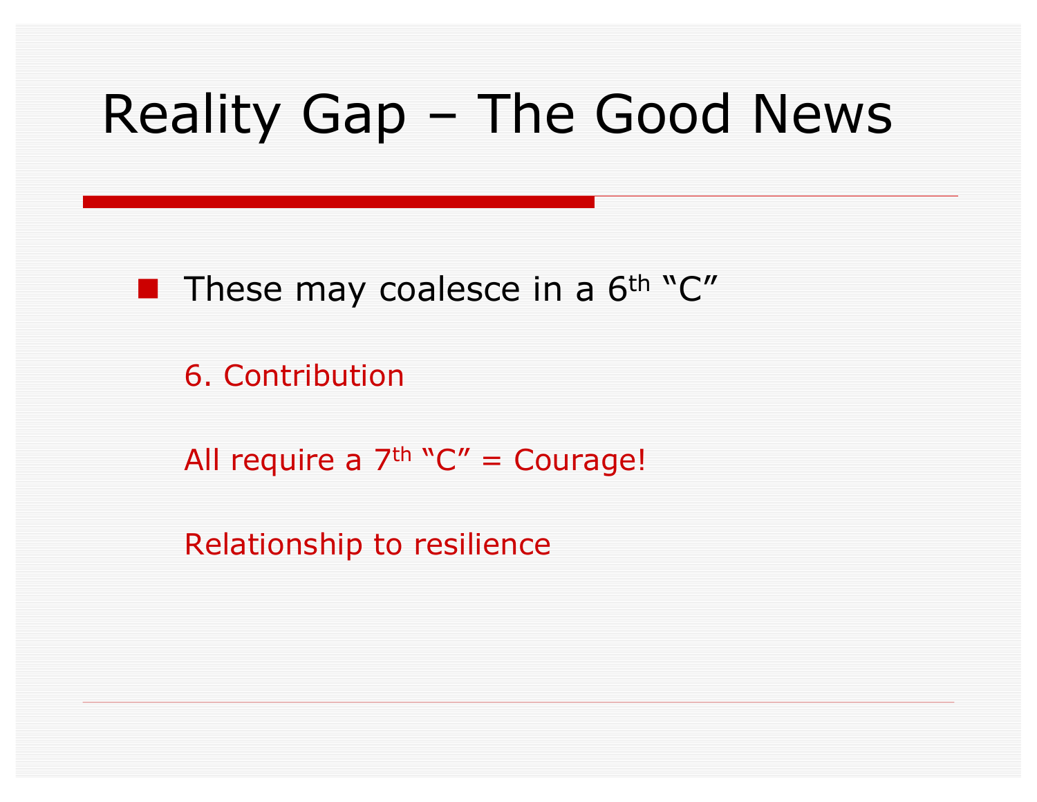# Reality Gap – The Good News

- These may coalesce in a 6th "C"

  6. Contribution

  All require a 7th "C" = Courage!

  Relationship to resilience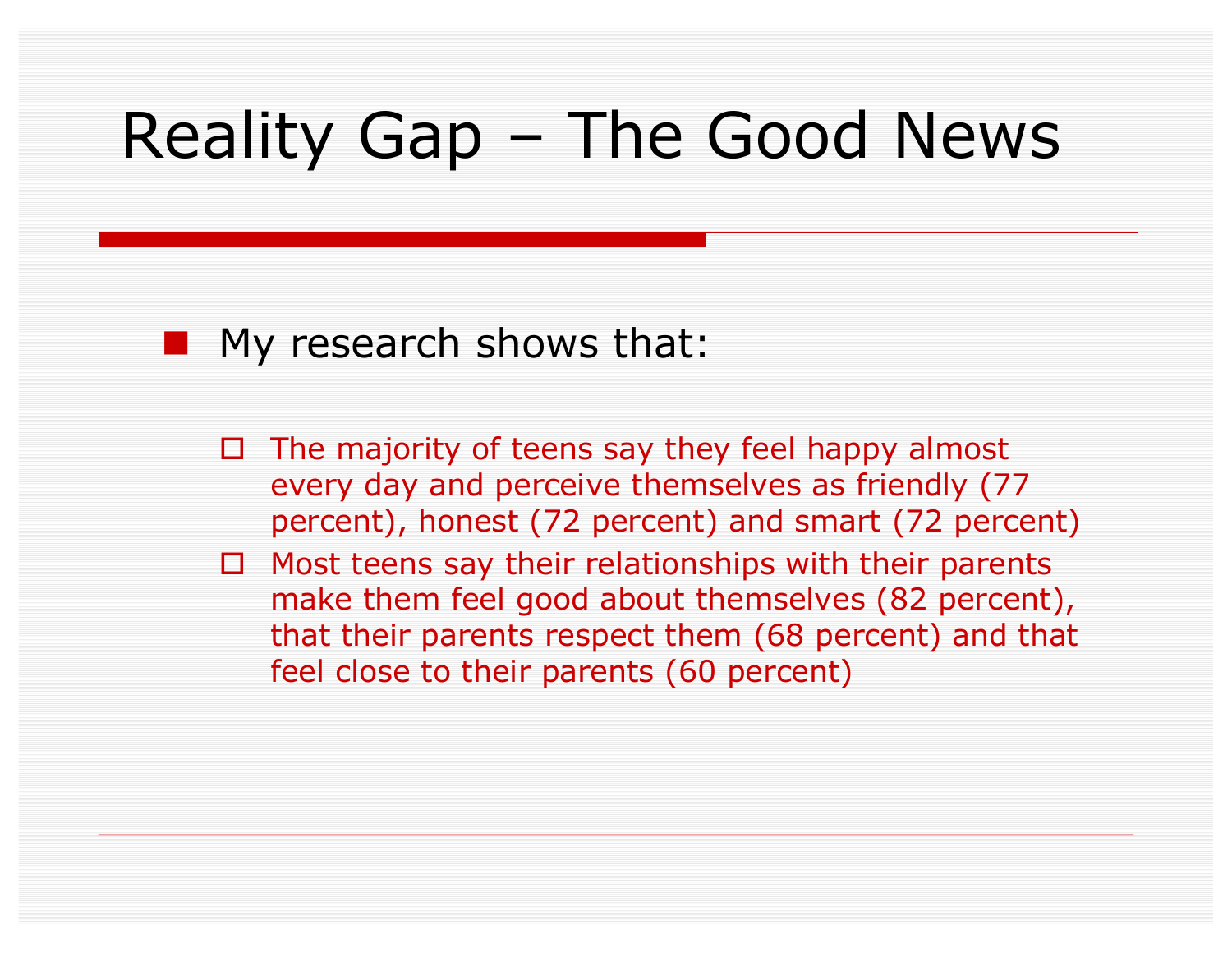# Reality Gap – The Good News

- My research shows that:
  - The majority of teens say they feel happy almost every day and perceive themselves as friendly (77 percent), honest (72 percent) and smart (72 percent)
  - Most teens say their relationships with their parents make them feel good about themselves (82 percent), that their parents respect them (68 percent) and that feel close to their parents (60 percent)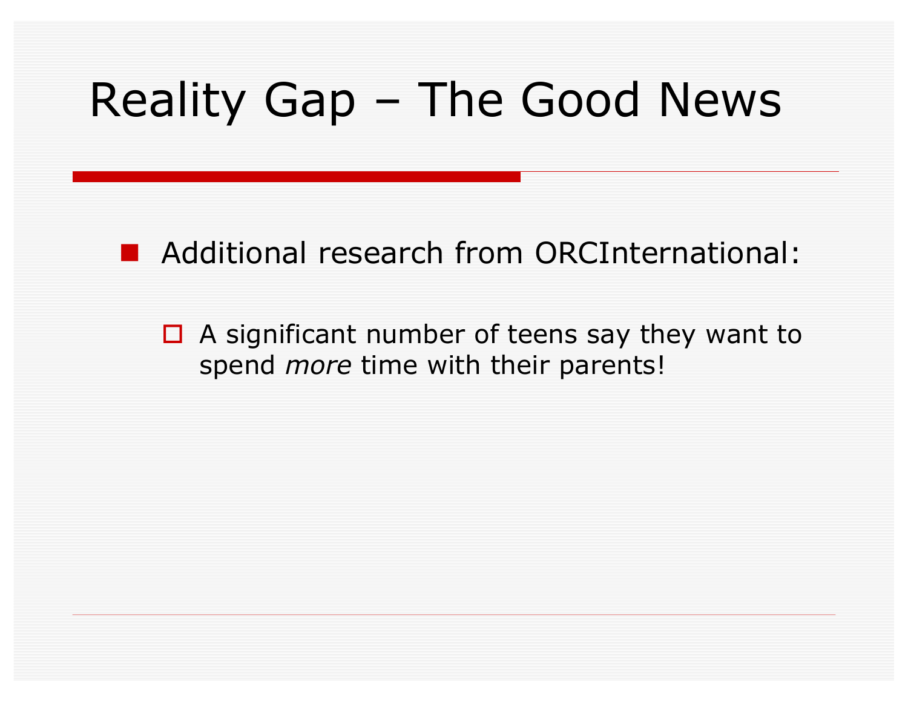# Reality Gap – The Good News

- Additional research from ORCInternational:
  - A significant number of teens say they want to spend *more* time with their parents!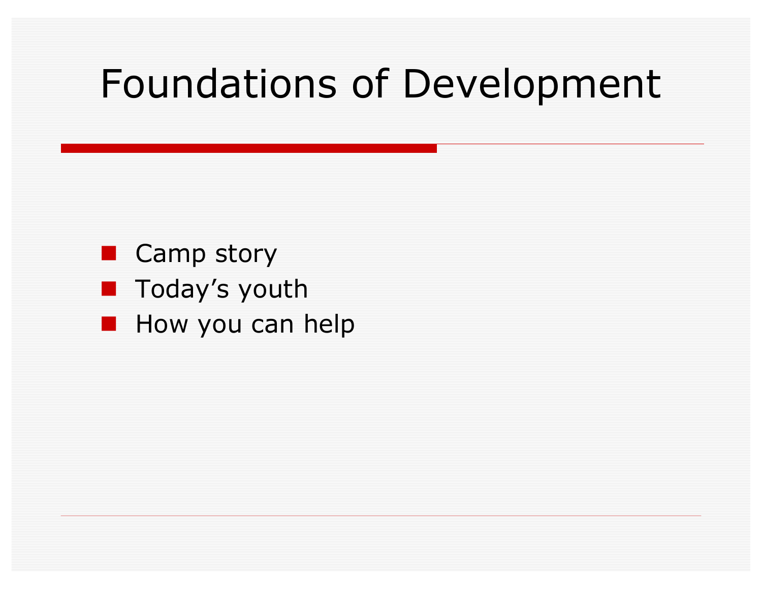# Foundations of Development

- Camp story
- Today’s youth
- How you can help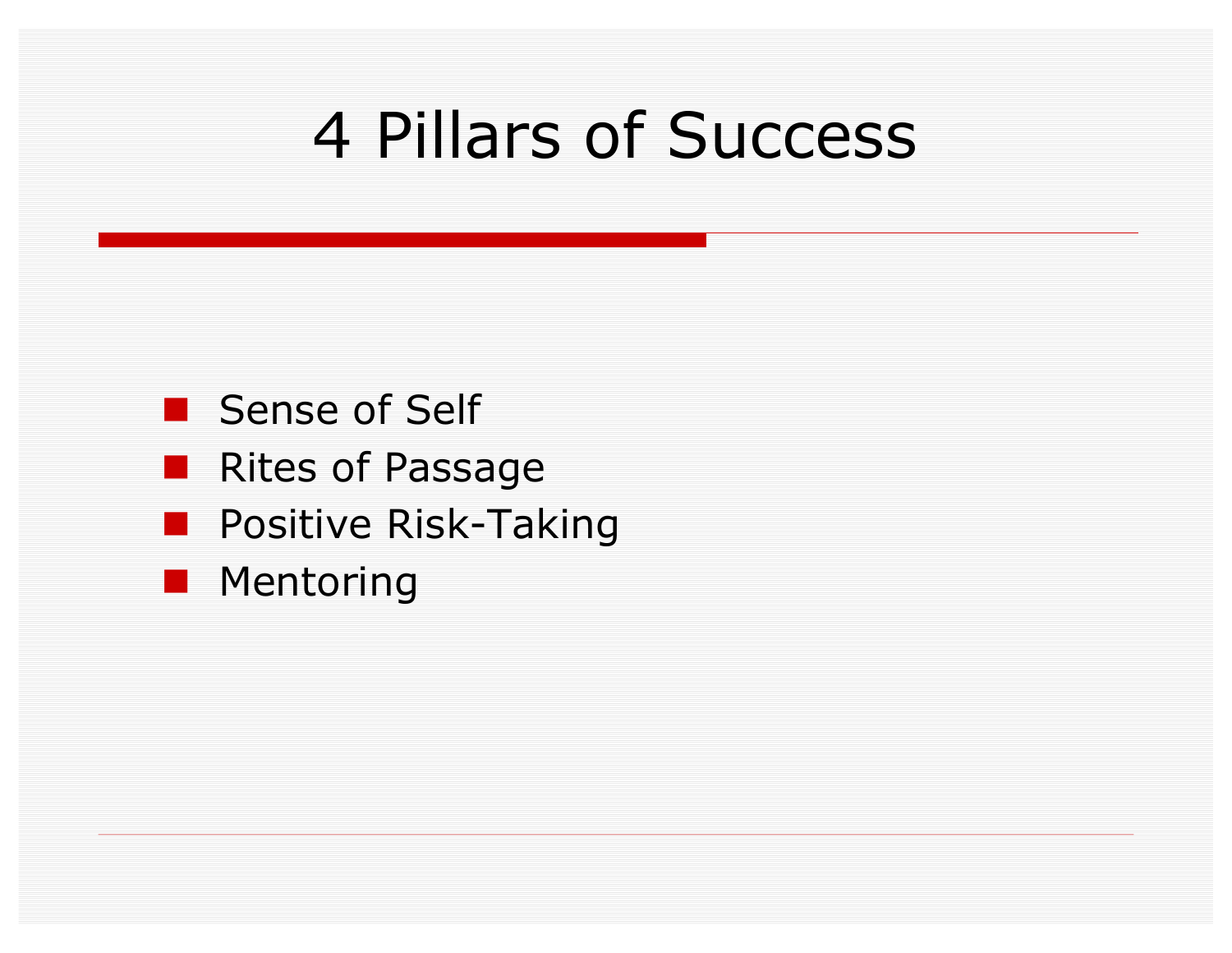# 4 Pillars of Success

- Sense of Self
- Rites of Passage
- Positive Risk-Taking
- Mentoring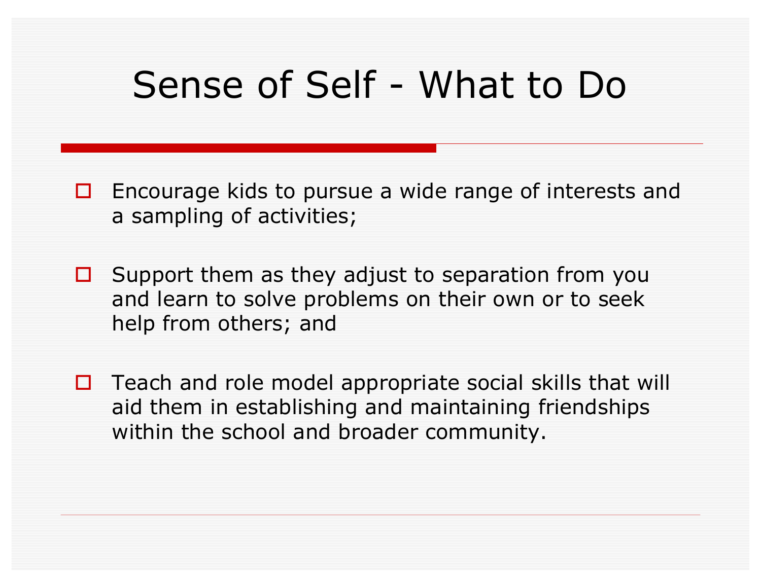# Sense of Self - What to Do

- Encourage kids to pursue a wide range of interests and a sampling of activities;
- Support them as they adjust to separation from you and learn to solve problems on their own or to seek help from others; and
- Teach and role model appropriate social skills that will aid them in establishing and maintaining friendships within the school and broader community.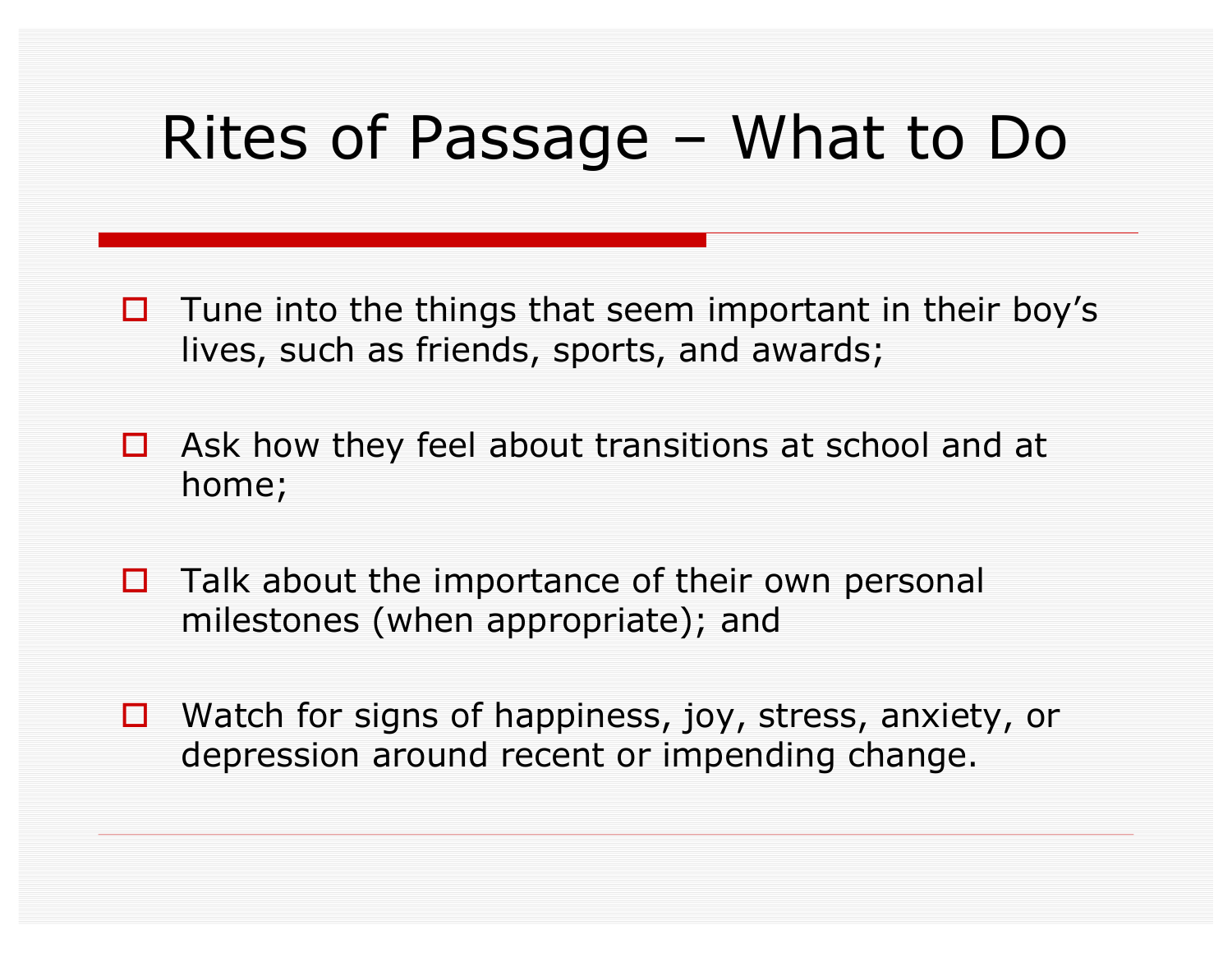# Rites of Passage – What to Do

- Tune into the things that seem important in their boy's lives, such as friends, sports, and awards;
- Ask how they feel about transitions at school and at home;
- Talk about the importance of their own personal milestones (when appropriate); and
- Watch for signs of happiness, joy, stress, anxiety, or depression around recent or impending change.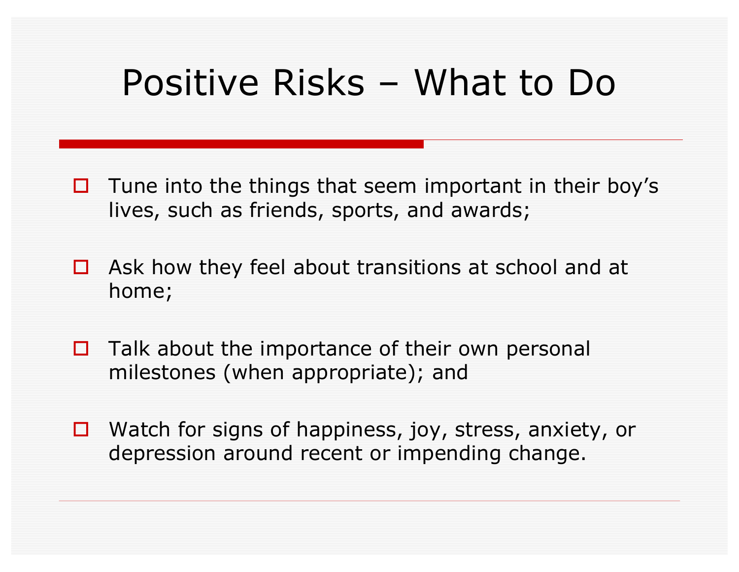# Positive Risks – What to Do

- Tune into the things that seem important in their boy's lives, such as friends, sports, and awards;
- Ask how they feel about transitions at school and at home;
- Talk about the importance of their own personal milestones (when appropriate); and
- Watch for signs of happiness, joy, stress, anxiety, or depression around recent or impending change.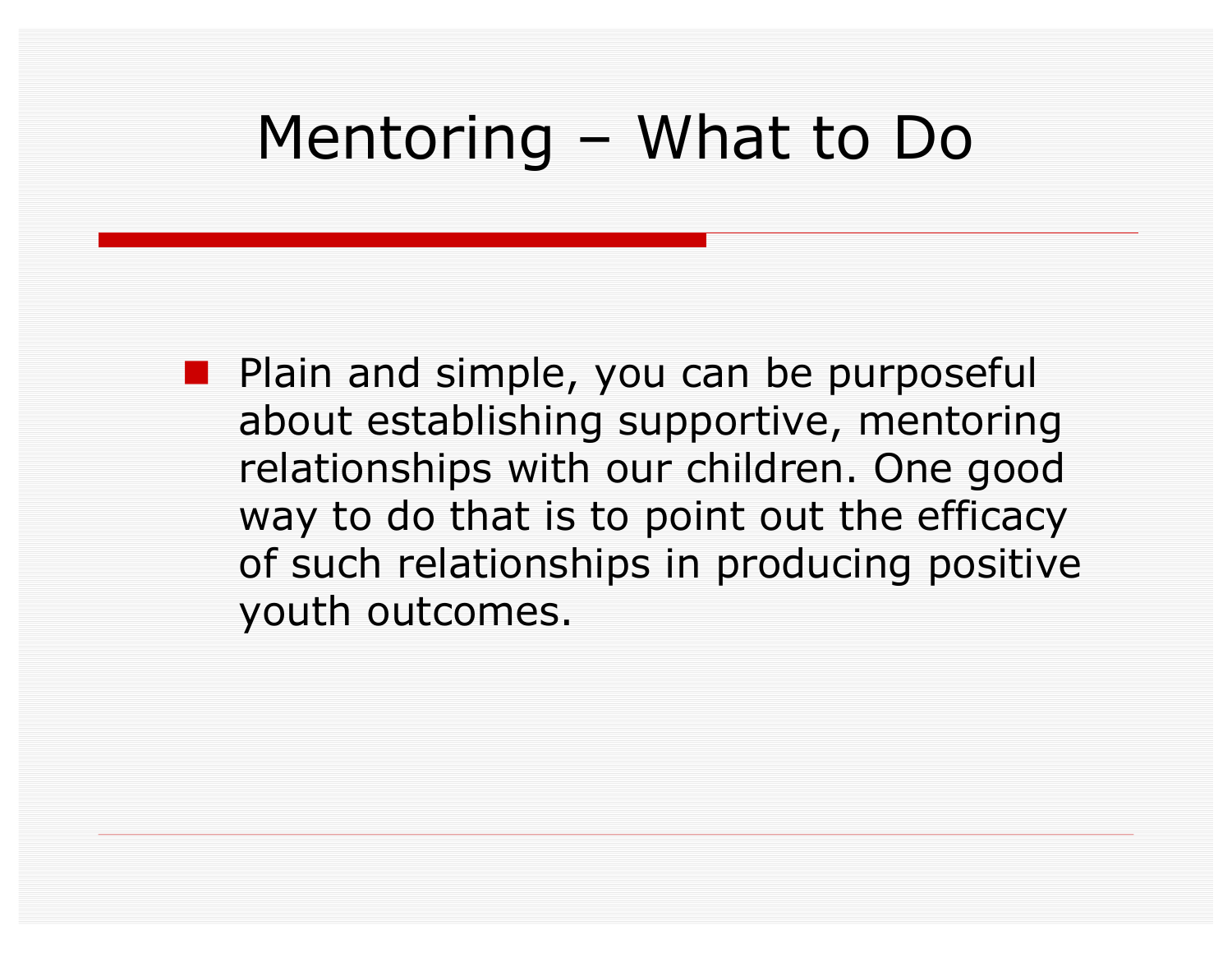# Mentoring – What to Do

- Plain and simple, you can be purposeful about establishing supportive, mentoring relationships with our children. One good way to do that is to point out the efficacy of such relationships in producing positive youth outcomes.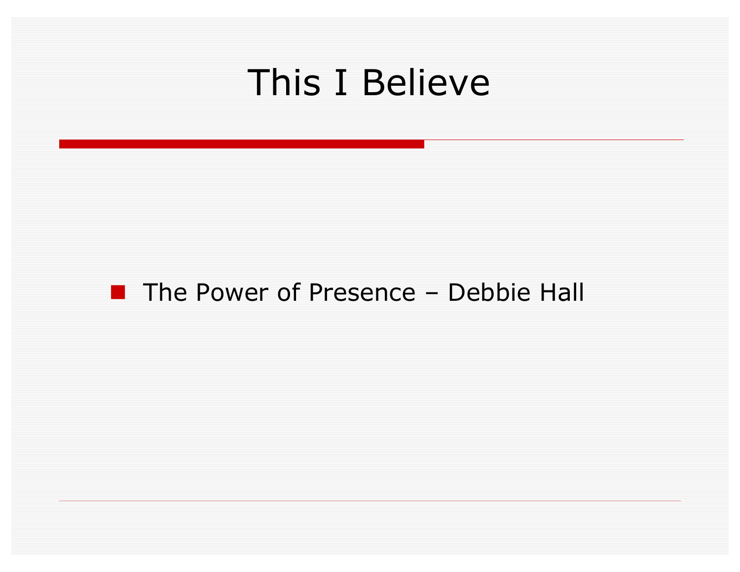# This I Believe

- The Power of Presence – Debbie Hall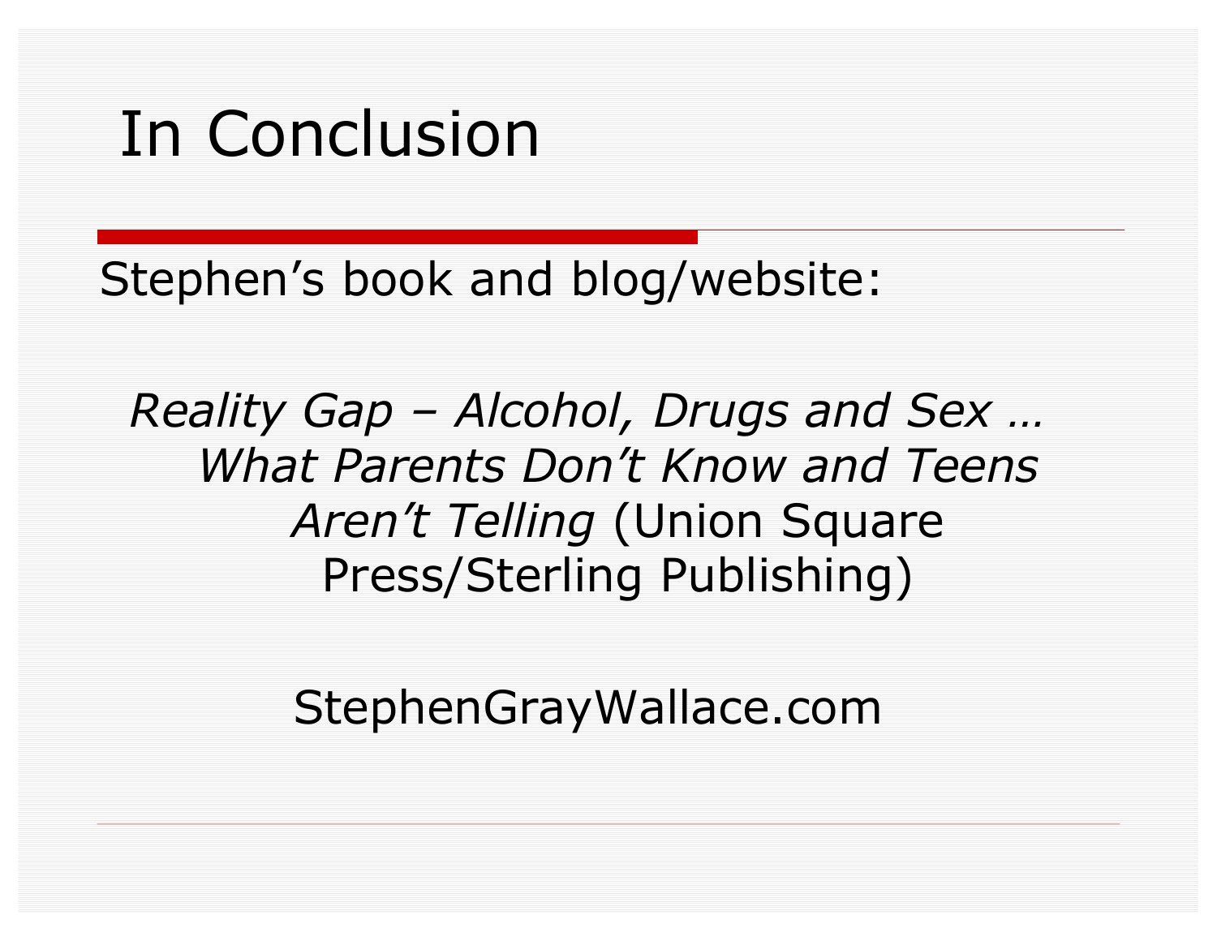# In Conclusion

Stephen's book and blog/website:

*Reality Gap – Alcohol, Drugs and Sex … What Parents Don't Know and Teens Aren't Telling* (Union Square Press/Sterling Publishing)

StephenGrayWallace.com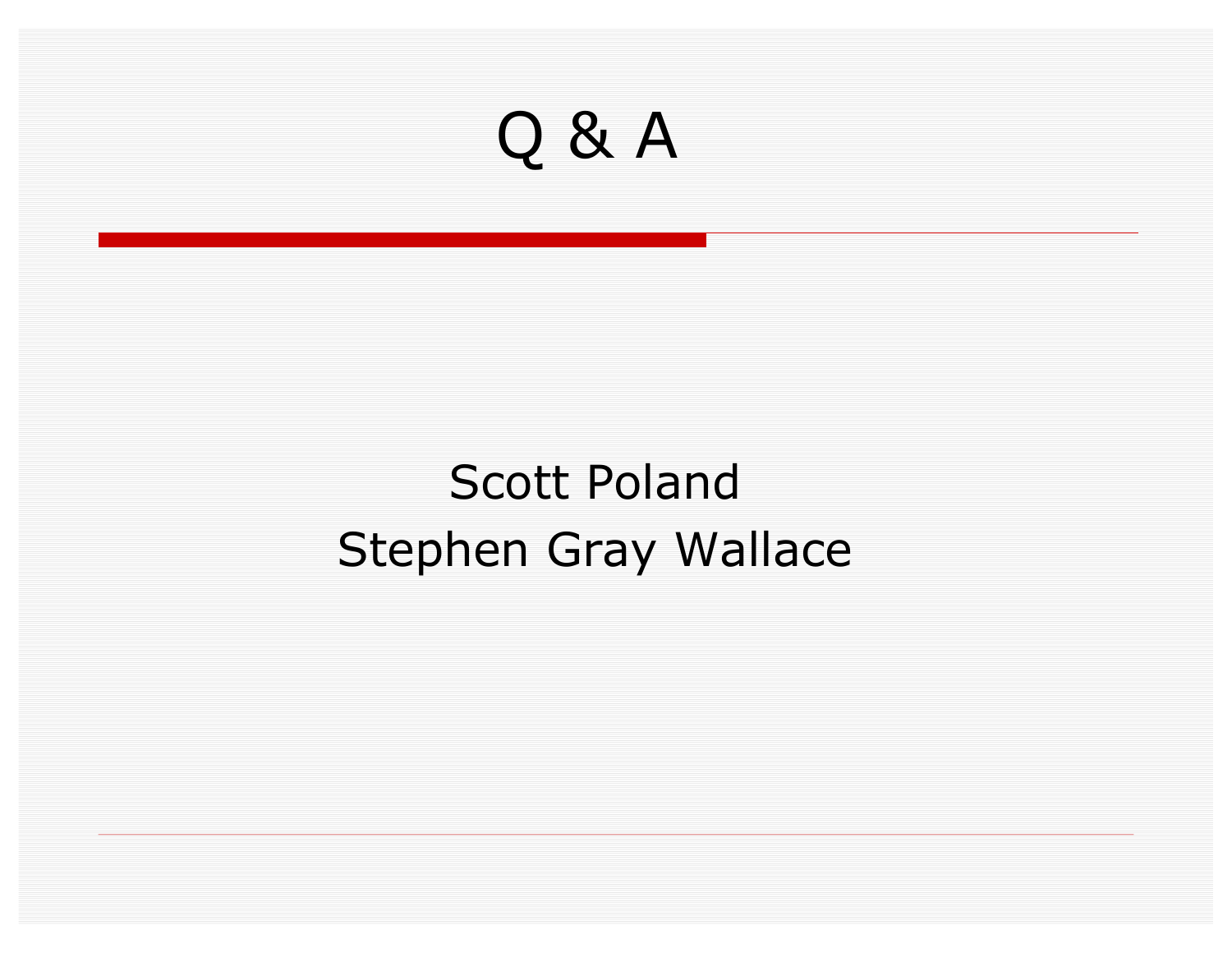# Q & A

Scott Poland

Stephen Gray Wallace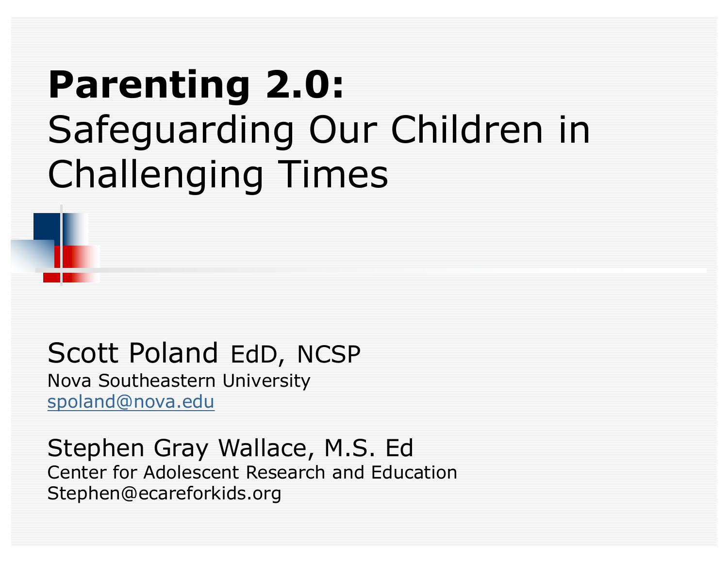# **Parenting 2.0:** Safeguarding Our Children in Challenging Times

Scott Poland EdD, NCSP
Nova Southeastern University
spoland@nova.edu

Stephen Gray Wallace, M.S. Ed
Center for Adolescent Research and Education
Stephen@ecareforkids.org